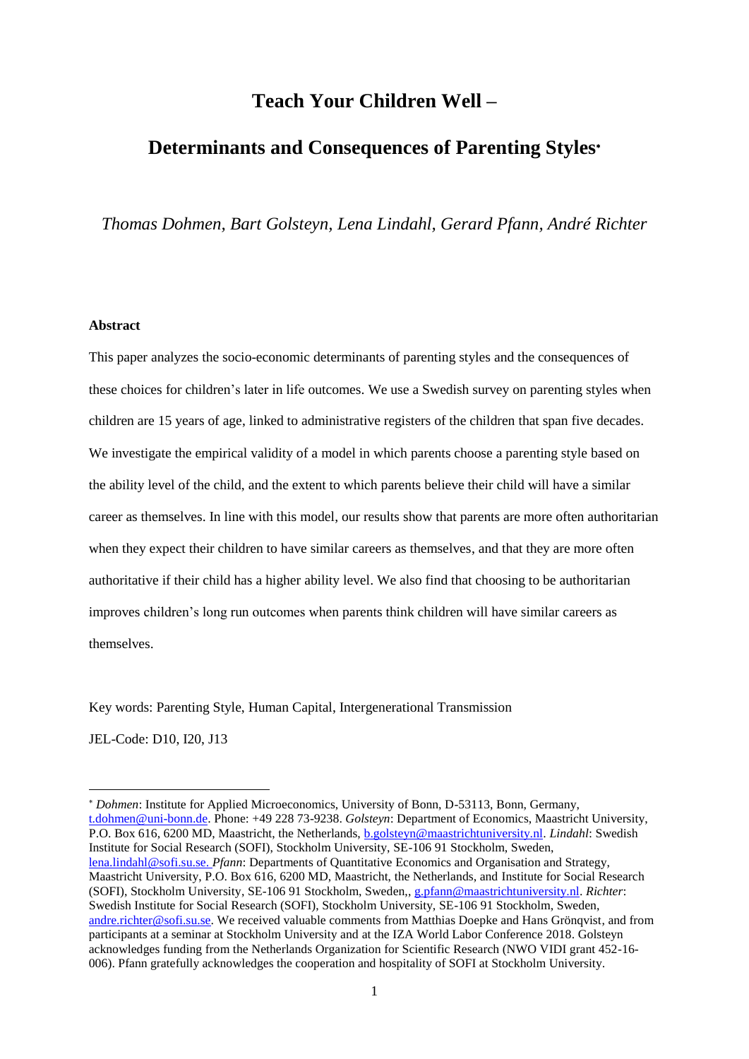# Teach Your Children Well –

# Determinants and Consequences of Parenting Styles*

*Thomas Dohmen, Bart Golsteyn, Lena Lindahl, Gerard Pfann, André Richter*

**Abstract**

This paper analyzes the socio-economic determinants of parenting styles and the consequences of these choices for children's later in life outcomes. We use a Swedish survey on parenting styles when children are 15 years of age, linked to administrative registers of the children that span five decades. We investigate the empirical validity of a model in which parents choose a parenting style based on the ability level of the child, and the extent to which parents believe their child will have a similar career as themselves. In line with this model, our results show that parents are more often authoritarian when they expect their children to have similar careers as themselves, and that they are more often authoritative if their child has a higher ability level. We also find that choosing to be authoritarian improves children's long run outcomes when parents think children will have similar careers as themselves.

Key words: Parenting Style, Human Capital, Intergenerational Transmission

JEL-Code: D10, I20, J13

---

* *Dohmen*: Institute for Applied Microeconomics, University of Bonn, D-53113, Bonn, Germany, t.dohmen@uni-bonn.de. Phone: +49 228 73-9238. *Golsteyn*: Department of Economics, Maastricht University, P.O. Box 616, 6200 MD, Maastricht, the Netherlands, b.golsteyn@maastrichtuniversity.nl. *Lindahl*: Swedish Institute for Social Research (SOFI), Stockholm University, SE-106 91 Stockholm, Sweden, lena.lindahl@sofi.su.se. *Pfann*: Departments of Quantitative Economics and Organisation and Strategy, Maastricht University, P.O. Box 616, 6200 MD, Maastricht, the Netherlands, and Institute for Social Research (SOFI), Stockholm University, SE-106 91 Stockholm, Sweden,, g.pfann@maastrichtuniversity.nl. *Richter*: Swedish Institute for Social Research (SOFI), Stockholm University, SE-106 91 Stockholm, Sweden, andre.richter@sofi.su.se. We received valuable comments from Matthias Doepke and Hans Grönqvist, and from participants at a seminar at Stockholm University and at the IZA World Labor Conference 2018. Golsteyn acknowledges funding from the Netherlands Organization for Scientific Research (NWO VIDI grant 452-16-006). Pfann gratefully acknowledges the cooperation and hospitality of SOFI at Stockholm University.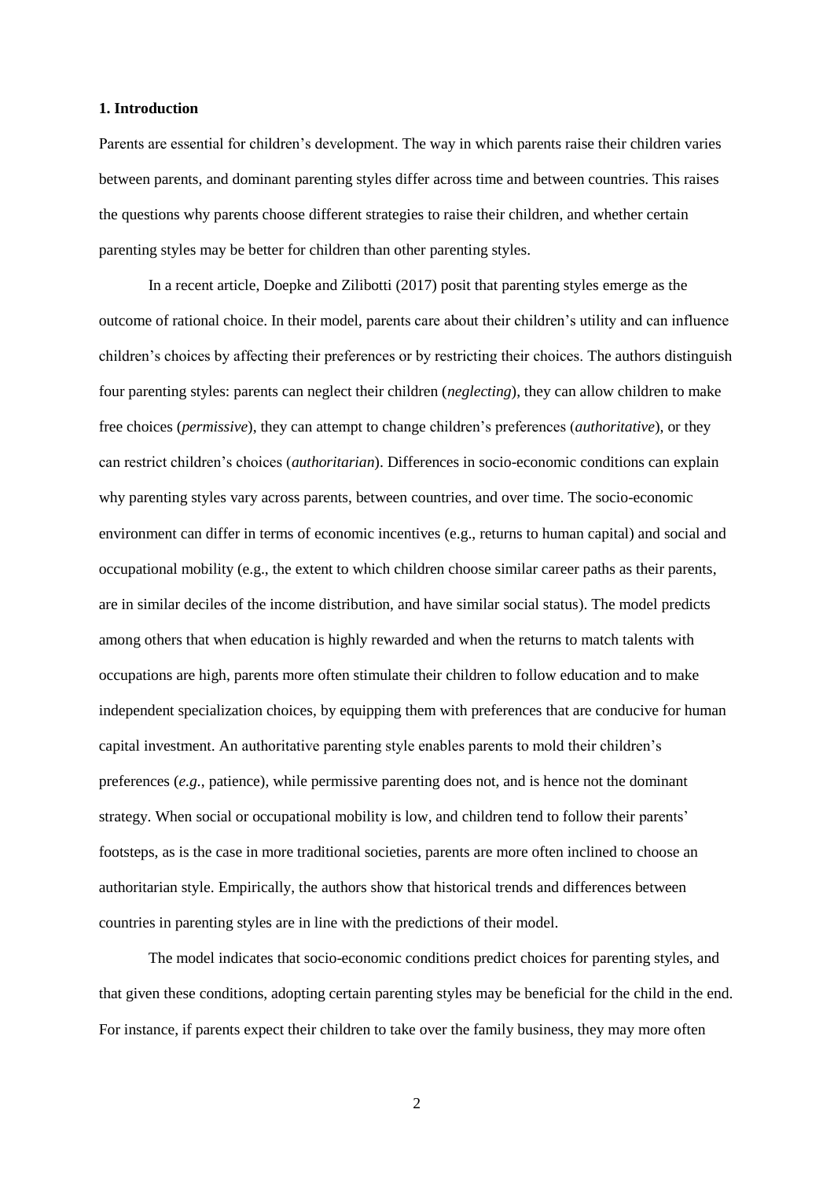## 1. Introduction

Parents are essential for children's development. The way in which parents raise their children varies between parents, and dominant parenting styles differ across time and between countries. This raises the questions why parents choose different strategies to raise their children, and whether certain parenting styles may be better for children than other parenting styles.

In a recent article, Doepke and Zilibotti (2017) posit that parenting styles emerge as the outcome of rational choice. In their model, parents care about their children's utility and can influence children's choices by affecting their preferences or by restricting their choices. The authors distinguish four parenting styles: parents can neglect their children (*neglecting*), they can allow children to make free choices (*permissive*), they can attempt to change children's preferences (*authoritative*), or they can restrict children's choices (*authoritarian*). Differences in socio-economic conditions can explain why parenting styles vary across parents, between countries, and over time. The socio-economic environment can differ in terms of economic incentives (e.g., returns to human capital) and social and occupational mobility (e.g., the extent to which children choose similar career paths as their parents, are in similar deciles of the income distribution, and have similar social status). The model predicts among others that when education is highly rewarded and when the returns to match talents with occupations are high, parents more often stimulate their children to follow education and to make independent specialization choices, by equipping them with preferences that are conducive for human capital investment. An authoritative parenting style enables parents to mold their children's preferences (*e.g.*, patience), while permissive parenting does not, and is hence not the dominant strategy. When social or occupational mobility is low, and children tend to follow their parents' footsteps, as is the case in more traditional societies, parents are more often inclined to choose an authoritarian style. Empirically, the authors show that historical trends and differences between countries in parenting styles are in line with the predictions of their model.

The model indicates that socio-economic conditions predict choices for parenting styles, and that given these conditions, adopting certain parenting styles may be beneficial for the child in the end. For instance, if parents expect their children to take over the family business, they may more often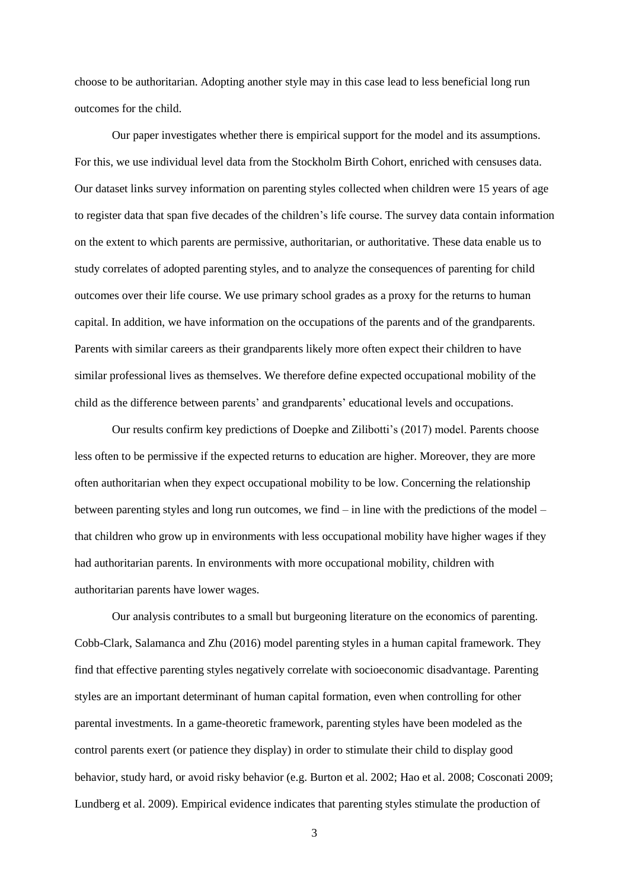choose to be authoritarian. Adopting another style may in this case lead to less beneficial long run outcomes for the child.

Our paper investigates whether there is empirical support for the model and its assumptions. For this, we use individual level data from the Stockholm Birth Cohort, enriched with censuses data. Our dataset links survey information on parenting styles collected when children were 15 years of age to register data that span five decades of the children's life course. The survey data contain information on the extent to which parents are permissive, authoritarian, or authoritative. These data enable us to study correlates of adopted parenting styles, and to analyze the consequences of parenting for child outcomes over their life course. We use primary school grades as a proxy for the returns to human capital. In addition, we have information on the occupations of the parents and of the grandparents. Parents with similar careers as their grandparents likely more often expect their children to have similar professional lives as themselves. We therefore define expected occupational mobility of the child as the difference between parents' and grandparents' educational levels and occupations.

Our results confirm key predictions of Doepke and Zilibotti's (2017) model. Parents choose less often to be permissive if the expected returns to education are higher. Moreover, they are more often authoritarian when they expect occupational mobility to be low. Concerning the relationship between parenting styles and long run outcomes, we find – in line with the predictions of the model – that children who grow up in environments with less occupational mobility have higher wages if they had authoritarian parents. In environments with more occupational mobility, children with authoritarian parents have lower wages.

Our analysis contributes to a small but burgeoning literature on the economics of parenting. Cobb-Clark, Salamanca and Zhu (2016) model parenting styles in a human capital framework. They find that effective parenting styles negatively correlate with socioeconomic disadvantage. Parenting styles are an important determinant of human capital formation, even when controlling for other parental investments. In a game-theoretic framework, parenting styles have been modeled as the control parents exert (or patience they display) in order to stimulate their child to display good behavior, study hard, or avoid risky behavior (e.g. Burton et al. 2002; Hao et al. 2008; Cosconati 2009; Lundberg et al. 2009). Empirical evidence indicates that parenting styles stimulate the production of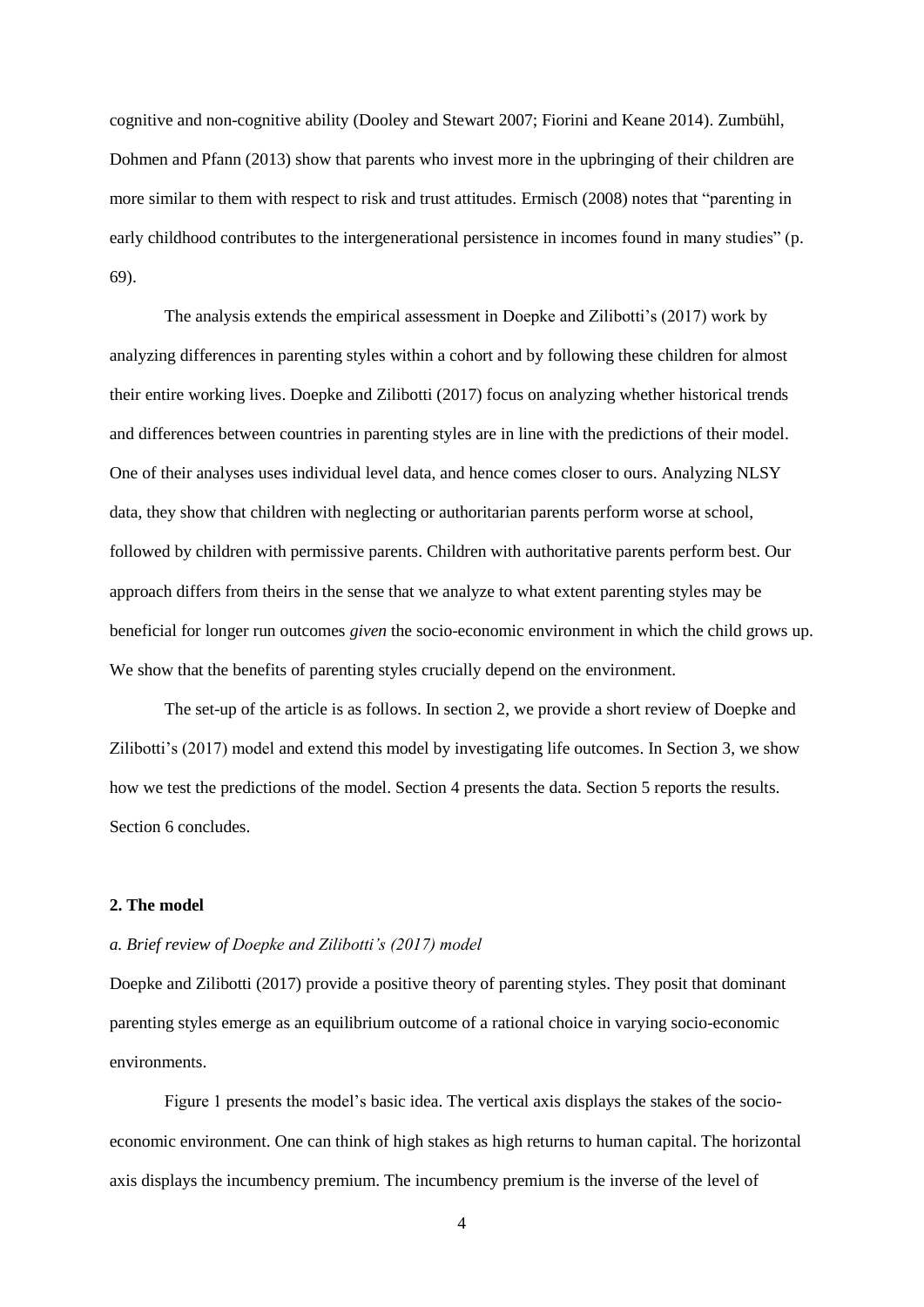cognitive and non-cognitive ability (Dooley and Stewart 2007; Fiorini and Keane 2014). Zumbühl, Dohmen and Pfann (2013) show that parents who invest more in the upbringing of their children are more similar to them with respect to risk and trust attitudes. Ermisch (2008) notes that "parenting in early childhood contributes to the intergenerational persistence in incomes found in many studies" (p. 69).

The analysis extends the empirical assessment in Doepke and Zilibotti's (2017) work by analyzing differences in parenting styles within a cohort and by following these children for almost their entire working lives. Doepke and Zilibotti (2017) focus on analyzing whether historical trends and differences between countries in parenting styles are in line with the predictions of their model. One of their analyses uses individual level data, and hence comes closer to ours. Analyzing NLSY data, they show that children with neglecting or authoritarian parents perform worse at school, followed by children with permissive parents. Children with authoritative parents perform best. Our approach differs from theirs in the sense that we analyze to what extent parenting styles may be beneficial for longer run outcomes *given* the socio-economic environment in which the child grows up. We show that the benefits of parenting styles crucially depend on the environment.

The set-up of the article is as follows. In section 2, we provide a short review of Doepke and Zilibotti's (2017) model and extend this model by investigating life outcomes. In Section 3, we show how we test the predictions of the model. Section 4 presents the data. Section 5 reports the results. Section 6 concludes.

## 2. The model

### *a. Brief review of Doepke and Zilibotti's (2017) model*

Doepke and Zilibotti (2017) provide a positive theory of parenting styles. They posit that dominant parenting styles emerge as an equilibrium outcome of a rational choice in varying socio-economic environments.

Figure 1 presents the model's basic idea. The vertical axis displays the stakes of the socio-economic environment. One can think of high stakes as high returns to human capital. The horizontal axis displays the incumbency premium. The incumbency premium is the inverse of the level of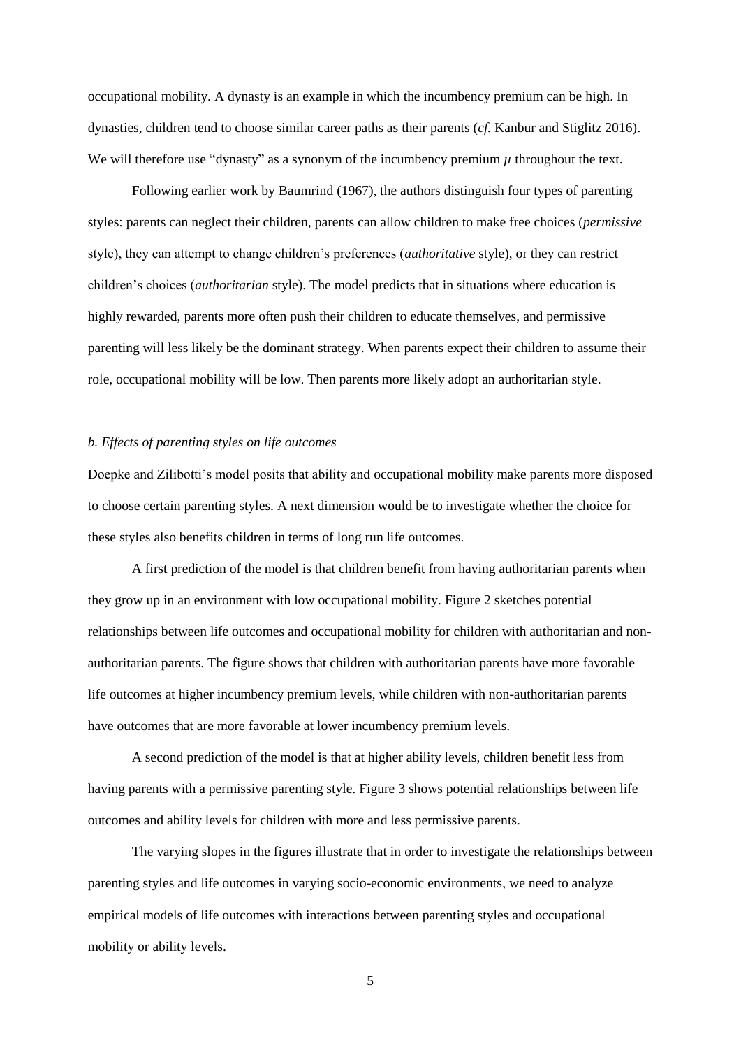occupational mobility. A dynasty is an example in which the incumbency premium can be high. In dynasties, children tend to choose similar career paths as their parents (*cf.* Kanbur and Stiglitz 2016). We will therefore use "dynasty" as a synonym of the incumbency premium $\mu$ throughout the text.

Following earlier work by Baumrind (1967), the authors distinguish four types of parenting styles: parents can neglect their children, parents can allow children to make free choices (*permissive* style), they can attempt to change children's preferences (*authoritative* style), or they can restrict children's choices (*authoritarian* style). The model predicts that in situations where education is highly rewarded, parents more often push their children to educate themselves, and permissive parenting will less likely be the dominant strategy. When parents expect their children to assume their role, occupational mobility will be low. Then parents more likely adopt an authoritarian style.

### *b. Effects of parenting styles on life outcomes*

Doepke and Zilibotti's model posits that ability and occupational mobility make parents more disposed to choose certain parenting styles. A next dimension would be to investigate whether the choice for these styles also benefits children in terms of long run life outcomes.

A first prediction of the model is that children benefit from having authoritarian parents when they grow up in an environment with low occupational mobility. Figure 2 sketches potential relationships between life outcomes and occupational mobility for children with authoritarian and non-authoritarian parents. The figure shows that children with authoritarian parents have more favorable life outcomes at higher incumbency premium levels, while children with non-authoritarian parents have outcomes that are more favorable at lower incumbency premium levels.

A second prediction of the model is that at higher ability levels, children benefit less from having parents with a permissive parenting style. Figure 3 shows potential relationships between life outcomes and ability levels for children with more and less permissive parents.

The varying slopes in the figures illustrate that in order to investigate the relationships between parenting styles and life outcomes in varying socio-economic environments, we need to analyze empirical models of life outcomes with interactions between parenting styles and occupational mobility or ability levels.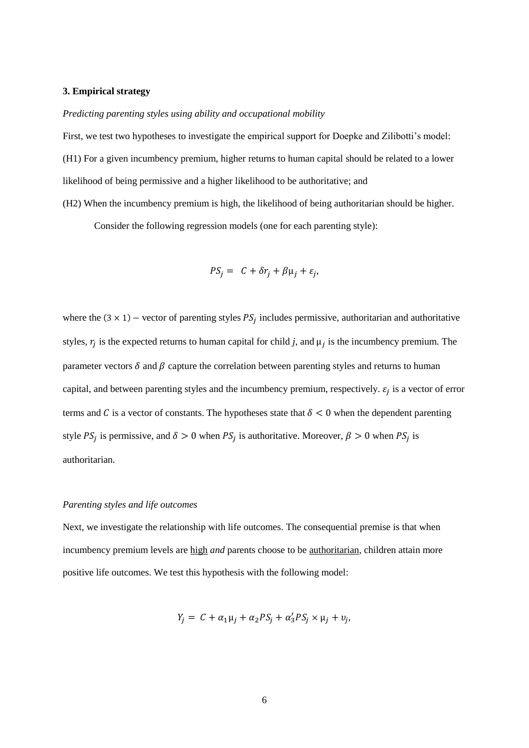## 3. Empirical strategy

*Predicting parenting styles using ability and occupational mobility*

First, we test two hypotheses to investigate the empirical support for Doepke and Zilibotti's model: (H1) For a given incumbency premium, higher returns to human capital should be related to a lower likelihood of being permissive and a higher likelihood to be authoritative; and

(H2) When the incumbency premium is high, the likelihood of being authoritarian should be higher.

Consider the following regression models (one for each parenting style):

$$PS_j = C + \delta r_j + \beta \mu_j + \varepsilon_j,$$

where the $(3 \times 1)$ − vector of parenting styles $PS_j$ includes permissive, authoritarian and authoritative styles, $r_j$ is the expected returns to human capital for child *j*, and $\mu_j$ is the incumbency premium. The parameter vectors $\delta$ and $\beta$ capture the correlation between parenting styles and returns to human capital, and between parenting styles and the incumbency premium, respectively. $\varepsilon_j$ is a vector of error terms and $C$ is a vector of constants. The hypotheses state that $\delta < 0$ when the dependent parenting style $PS_j$ is permissive, and $\delta > 0$ when $PS_j$ is authoritative. Moreover, $\beta > 0$ when $PS_j$ is authoritarian.

*Parenting styles and life outcomes*

Next, we investigate the relationship with life outcomes. The consequential premise is that when incumbency premium levels are high *and* parents choose to be authoritarian, children attain more positive life outcomes. We test this hypothesis with the following model:

$$Y_j = C + \alpha_1 \mu_j + \alpha_2 PS_j + \alpha_3' PS_j \times \mu_j + \upsilon_j,$$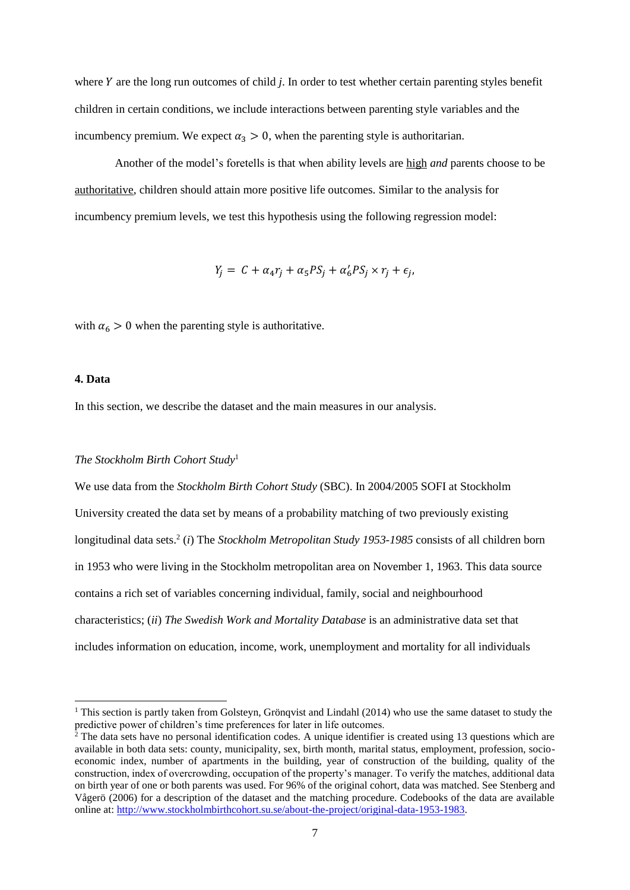where $Y$ are the long run outcomes of child $j$. In order to test whether certain parenting styles benefit children in certain conditions, we include interactions between parenting style variables and the incumbency premium. We expect $\alpha_3 > 0$, when the parenting style is authoritarian.

Another of the model's foretells is that when ability levels are <u>high</u> *and* parents choose to be <u>authoritative</u>, children should attain more positive life outcomes. Similar to the analysis for incumbency premium levels, we test this hypothesis using the following regression model:

$$Y_j = C + \alpha_4 r_j + \alpha_5 PS_j + \alpha_6' PS_j \times r_j + \epsilon_j,$$

with $\alpha_6 > 0$ when the parenting style is authoritative.

## 4. Data

In this section, we describe the dataset and the main measures in our analysis.

### *The Stockholm Birth Cohort Study*[1]

We use data from the *Stockholm Birth Cohort Study* (SBC). In 2004/2005 SOFI at Stockholm University created the data set by means of a probability matching of two previously existing longitudinal data sets.[2] (*i*) The *Stockholm Metropolitan Study 1953-1985* consists of all children born in 1953 who were living in the Stockholm metropolitan area on November 1, 1963. This data source contains a rich set of variables concerning individual, family, social and neighbourhood characteristics; (*ii*) *The Swedish Work and Mortality Database* is an administrative data set that includes information on education, income, work, unemployment and mortality for all individuals

---

[1] This section is partly taken from Golsteyn, Grönqvist and Lindahl (2014) who use the same dataset to study the predictive power of children's time preferences for later in life outcomes.

[2] The data sets have no personal identification codes. A unique identifier is created using 13 questions which are available in both data sets: county, municipality, sex, birth month, marital status, employment, profession, socio-economic index, number of apartments in the building, year of construction of the building, quality of the construction, index of overcrowding, occupation of the property's manager. To verify the matches, additional data on birth year of one or both parents was used. For 96% of the original cohort, data was matched. See Stenberg and Vågerö (2006) for a description of the dataset and the matching procedure. Codebooks of the data are available online at: http://www.stockholmbirthcohort.su.se/about-the-project/original-data-1953-1983.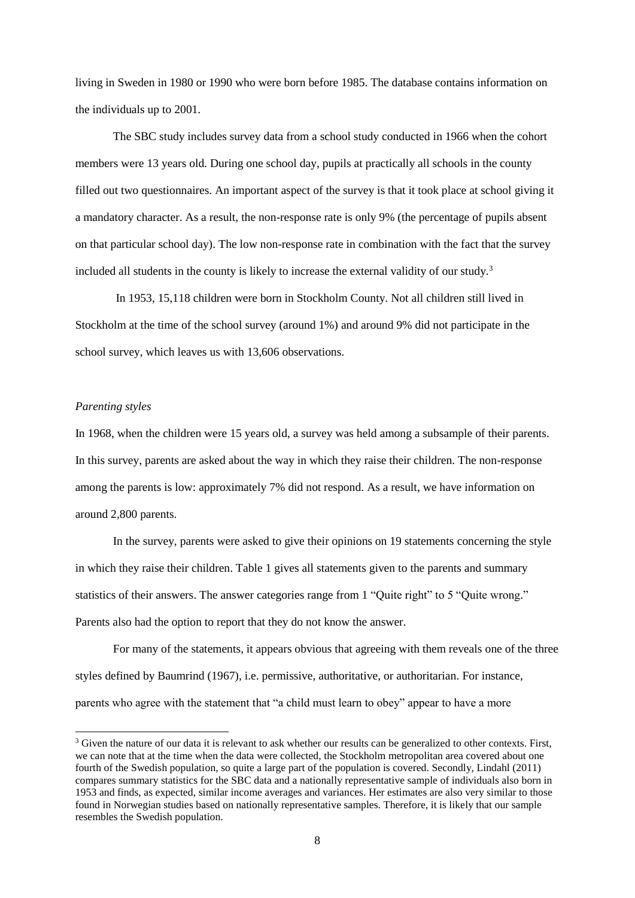living in Sweden in 1980 or 1990 who were born before 1985. The database contains information on the individuals up to 2001.

The SBC study includes survey data from a school study conducted in 1966 when the cohort members were 13 years old. During one school day, pupils at practically all schools in the county filled out two questionnaires. An important aspect of the survey is that it took place at school giving it a mandatory character. As a result, the non-response rate is only 9% (the percentage of pupils absent on that particular school day). The low non-response rate in combination with the fact that the survey included all students in the county is likely to increase the external validity of our study.[3]

In 1953, 15,118 children were born in Stockholm County. Not all children still lived in Stockholm at the time of the school survey (around 1%) and around 9% did not participate in the school survey, which leaves us with 13,606 observations.

*Parenting styles*

In 1968, when the children were 15 years old, a survey was held among a subsample of their parents. In this survey, parents are asked about the way in which they raise their children. The non-response among the parents is low: approximately 7% did not respond. As a result, we have information on around 2,800 parents.

In the survey, parents were asked to give their opinions on 19 statements concerning the style in which they raise their children. Table 1 gives all statements given to the parents and summary statistics of their answers. The answer categories range from 1 "Quite right" to 5 "Quite wrong." Parents also had the option to report that they do not know the answer.

For many of the statements, it appears obvious that agreeing with them reveals one of the three styles defined by Baumrind (1967), i.e. permissive, authoritative, or authoritarian. For instance, parents who agree with the statement that "a child must learn to obey" appear to have a more

[3] Given the nature of our data it is relevant to ask whether our results can be generalized to other contexts. First, we can note that at the time when the data were collected, the Stockholm metropolitan area covered about one fourth of the Swedish population, so quite a large part of the population is covered. Secondly, Lindahl (2011) compares summary statistics for the SBC data and a nationally representative sample of individuals also born in 1953 and finds, as expected, similar income averages and variances. Her estimates are also very similar to those found in Norwegian studies based on nationally representative samples. Therefore, it is likely that our sample resembles the Swedish population.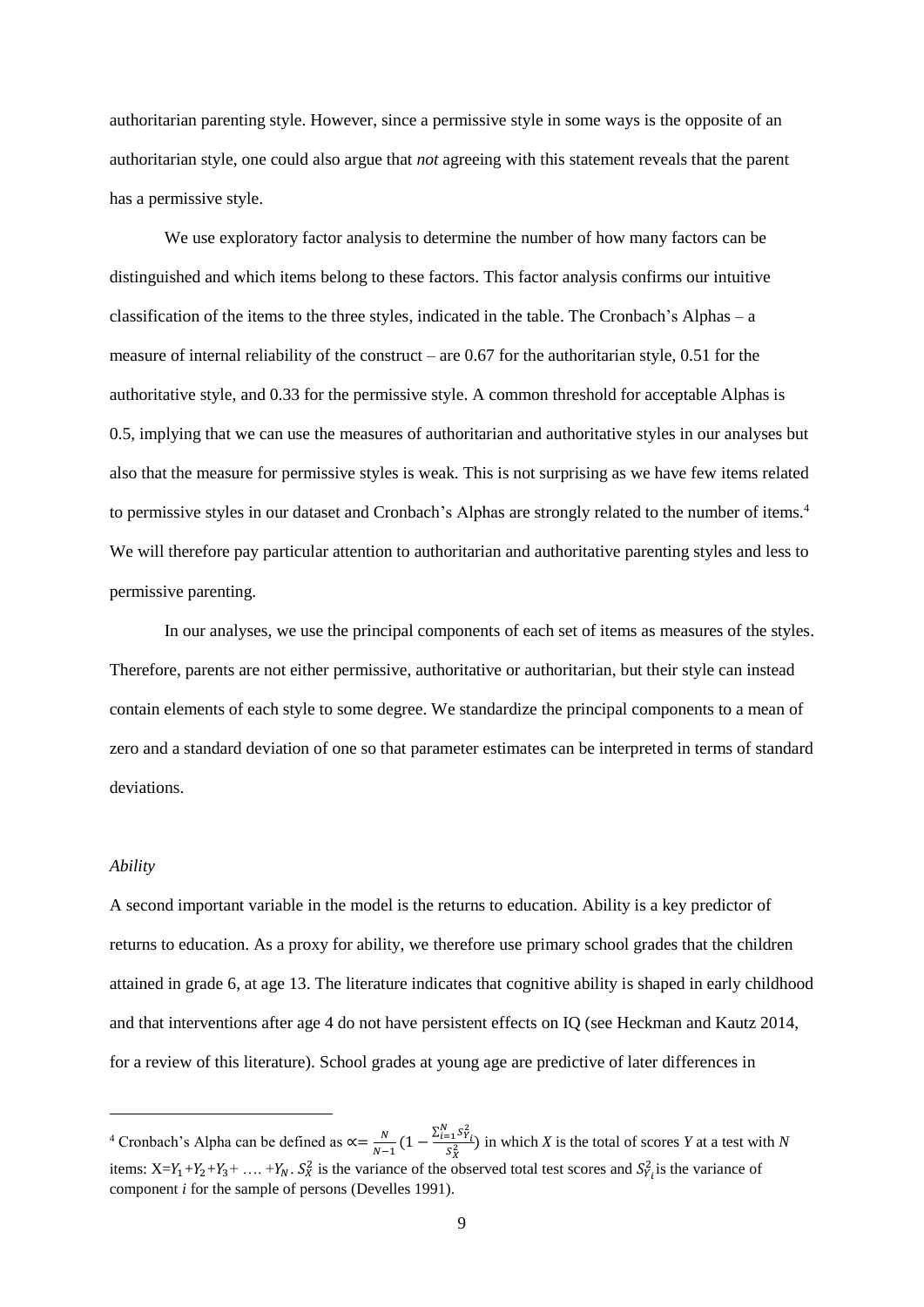authoritarian parenting style. However, since a permissive style in some ways is the opposite of an authoritarian style, one could also argue that *not* agreeing with this statement reveals that the parent has a permissive style.

We use exploratory factor analysis to determine the number of how many factors can be distinguished and which items belong to these factors. This factor analysis confirms our intuitive classification of the items to the three styles, indicated in the table. The Cronbach's Alphas – a measure of internal reliability of the construct – are 0.67 for the authoritarian style, 0.51 for the authoritative style, and 0.33 for the permissive style. A common threshold for acceptable Alphas is 0.5, implying that we can use the measures of authoritarian and authoritative styles in our analyses but also that the measure for permissive styles is weak. This is not surprising as we have few items related to permissive styles in our dataset and Cronbach's Alphas are strongly related to the number of items.[4] We will therefore pay particular attention to authoritarian and authoritative parenting styles and less to permissive parenting.

In our analyses, we use the principal components of each set of items as measures of the styles. Therefore, parents are not either permissive, authoritative or authoritarian, but their style can instead contain elements of each style to some degree. We standardize the principal components to a mean of zero and a standard deviation of one so that parameter estimates can be interpreted in terms of standard deviations.

*Ability*

A second important variable in the model is the returns to education. Ability is a key predictor of returns to education. As a proxy for ability, we therefore use primary school grades that the children attained in grade 6, at age 13. The literature indicates that cognitive ability is shaped in early childhood and that interventions after age 4 do not have persistent effects on IQ (see Heckman and Kautz 2014, for a review of this literature). School grades at young age are predictive of later differences in

---

[4] Cronbach's Alpha can be defined as $\propto = \frac{N}{N-1}(1 - \frac{\sum_{i=1}^{N} S_{Y_i}^2}{S_X^2})$ in which *X* is the total of scores *Y* at a test with *N* items: $X = Y_1 + Y_2 + Y_3 + \ldots + Y_N$. $S_X^2$ is the variance of the observed total test scores and $S_{Y_i}^2$ is the variance of component *i* for the sample of persons (Develles 1991).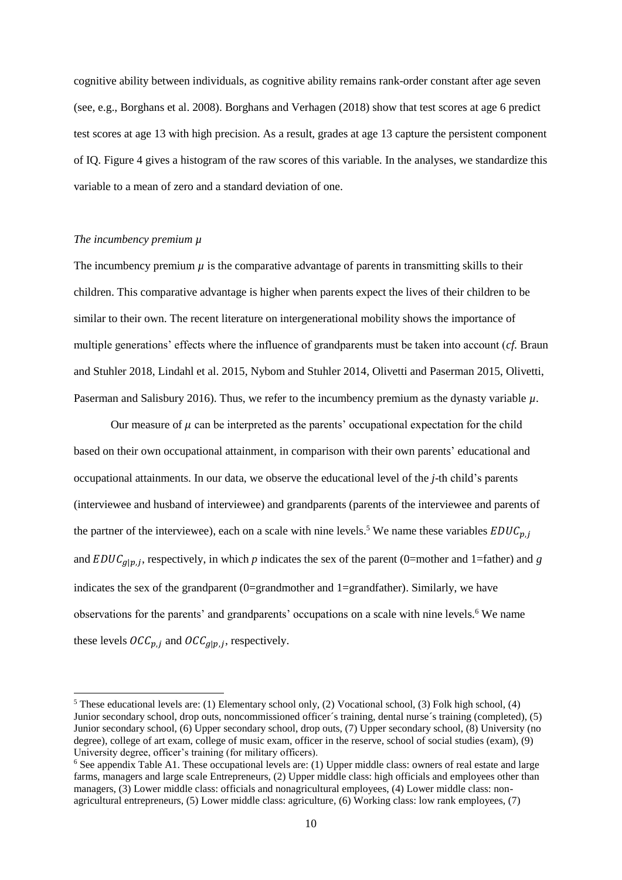cognitive ability between individuals, as cognitive ability remains rank-order constant after age seven (see, e.g., Borghans et al. 2008). Borghans and Verhagen (2018) show that test scores at age 6 predict test scores at age 13 with high precision. As a result, grades at age 13 capture the persistent component of IQ. Figure 4 gives a histogram of the raw scores of this variable. In the analyses, we standardize this variable to a mean of zero and a standard deviation of one.

*The incumbency premium $\mu$*

The incumbency premium $\mu$ is the comparative advantage of parents in transmitting skills to their children. This comparative advantage is higher when parents expect the lives of their children to be similar to their own. The recent literature on intergenerational mobility shows the importance of multiple generations' effects where the influence of grandparents must be taken into account (*cf.* Braun and Stuhler 2018, Lindahl et al. 2015, Nybom and Stuhler 2014, Olivetti and Paserman 2015, Olivetti, Paserman and Salisbury 2016). Thus, we refer to the incumbency premium as the dynasty variable $\mu$.

Our measure of $\mu$ can be interpreted as the parents' occupational expectation for the child based on their own occupational attainment, in comparison with their own parents' educational and occupational attainments. In our data, we observe the educational level of the *j*-th child's parents (interviewee and husband of interviewee) and grandparents (parents of the interviewee and parents of the partner of the interviewee), each on a scale with nine levels.[5] We name these variables $EDUC_{p,j}$ and $EDUC_{g|p,j}$, respectively, in which *p* indicates the sex of the parent (0=mother and 1=father) and *g* indicates the sex of the grandparent (0=grandmother and 1=grandfather). Similarly, we have observations for the parents' and grandparents' occupations on a scale with nine levels.[6] We name these levels $OCC_{p,j}$ and $OCC_{g|p,j}$, respectively.

[5] These educational levels are: (1) Elementary school only, (2) Vocational school, (3) Folk high school, (4) Junior secondary school, drop outs, noncommissioned officer´s training, dental nurse´s training (completed), (5) Junior secondary school, (6) Upper secondary school, drop outs, (7) Upper secondary school, (8) University (no degree), college of art exam, college of music exam, officer in the reserve, school of social studies (exam), (9) University degree, officer's training (for military officers).

[6] See appendix Table A1. These occupational levels are: (1) Upper middle class: owners of real estate and large farms, managers and large scale Entrepreneurs, (2) Upper middle class: high officials and employees other than managers, (3) Lower middle class: officials and nonagricultural employees, (4) Lower middle class: non-agricultural entrepreneurs, (5) Lower middle class: agriculture, (6) Working class: low rank employees, (7)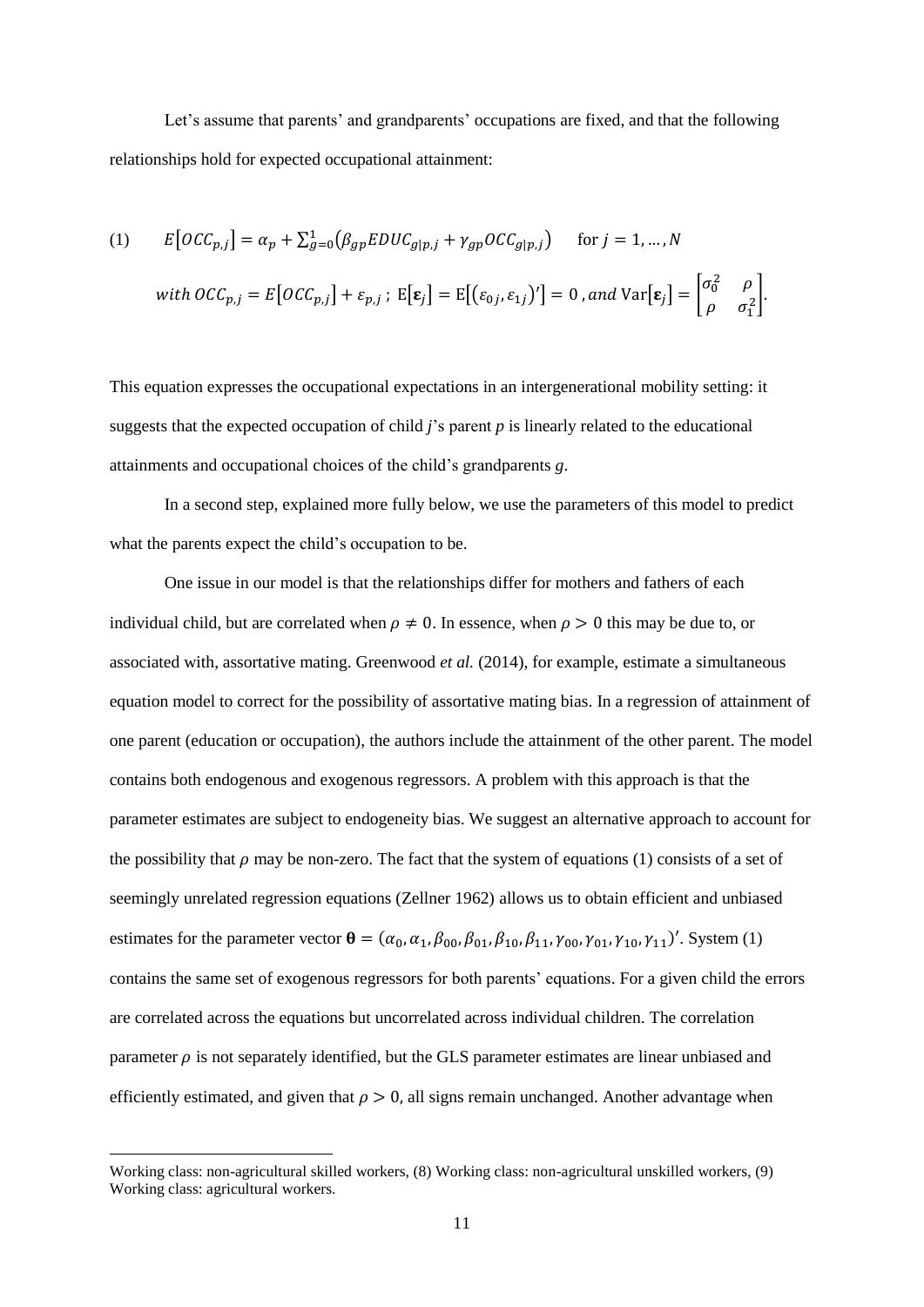Let's assume that parents' and grandparents' occupations are fixed, and that the following relationships hold for expected occupational attainment:

$$
(1) \qquad E\left[OCC_{p,j}\right] = \alpha_p + \sum_{g=0}^{1}\left(\beta_{gp} EDUC_{g|p,j} + \gamma_{gp} OCC_{g|p,j}\right) \qquad \text{for } j = 1, \dots, N
$$

$$
with\ OCC_{p,j} = E\left[OCC_{p,j}\right] + \varepsilon_{p,j}\ ;\ \mathrm{E}\left[\boldsymbol{\varepsilon}_j\right] = \mathrm{E}\left[\left(\varepsilon_{0j}, \varepsilon_{1j}\right)'\right] = 0\ , and\ \mathrm{Var}\left[\boldsymbol{\varepsilon}_j\right] = \begin{bmatrix} \sigma_0^2 & \rho \\ \rho & \sigma_1^2 \end{bmatrix}.
$$

This equation expresses the occupational expectations in an intergenerational mobility setting: it suggests that the expected occupation of child *j*'s parent *p* is linearly related to the educational attainments and occupational choices of the child's grandparents *g*.

In a second step, explained more fully below, we use the parameters of this model to predict what the parents expect the child's occupation to be.

One issue in our model is that the relationships differ for mothers and fathers of each individual child, but are correlated when $\rho \neq 0$. In essence, when $\rho > 0$ this may be due to, or associated with, assortative mating. Greenwood *et al.* (2014), for example, estimate a simultaneous equation model to correct for the possibility of assortative mating bias. In a regression of attainment of one parent (education or occupation), the authors include the attainment of the other parent. The model contains both endogenous and exogenous regressors. A problem with this approach is that the parameter estimates are subject to endogeneity bias. We suggest an alternative approach to account for the possibility that $\rho$ may be non-zero. The fact that the system of equations (1) consists of a set of seemingly unrelated regression equations (Zellner 1962) allows us to obtain efficient and unbiased estimates for the parameter vector $\boldsymbol{\theta} = (\alpha_0, \alpha_1, \beta_{00}, \beta_{01}, \beta_{10}, \beta_{11}, \gamma_{00}, \gamma_{01}, \gamma_{10}, \gamma_{11})'$. System (1) contains the same set of exogenous regressors for both parents' equations. For a given child the errors are correlated across the equations but uncorrelated across individual children. The correlation parameter $\rho$ is not separately identified, but the GLS parameter estimates are linear unbiased and efficiently estimated, and given that $\rho > 0$, all signs remain unchanged. Another advantage when

Working class: non-agricultural skilled workers, (8) Working class: non-agricultural unskilled workers, (9) Working class: agricultural workers.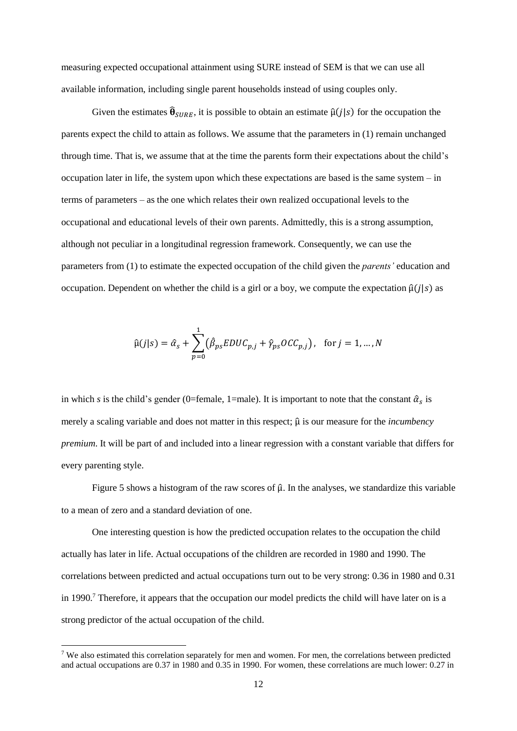measuring expected occupational attainment using SURE instead of SEM is that we can use all available information, including single parent households instead of using couples only.

Given the estimates $\hat{\boldsymbol{\theta}}_{SURE}$, it is possible to obtain an estimate $\hat{\mu}(j|s)$ for the occupation the parents expect the child to attain as follows. We assume that the parameters in (1) remain unchanged through time. That is, we assume that at the time the parents form their expectations about the child's occupation later in life, the system upon which these expectations are based is the same system – in terms of parameters – as the one which relates their own realized occupational levels to the occupational and educational levels of their own parents. Admittedly, this is a strong assumption, although not peculiar in a longitudinal regression framework. Consequently, we can use the parameters from (1) to estimate the expected occupation of the child given the *parents'* education and occupation. Dependent on whether the child is a girl or a boy, we compute the expectation $\hat{\mu}(j|s)$ as

$$\hat{\mu}(j|s) = \hat{\alpha}_s + \sum_{p=0}^{1} \left( \hat{\beta}_{ps} EDUC_{p,j} + \hat{\gamma}_{ps} OCC_{p,j} \right), \quad \text{for } j = 1, \dots, N$$

in which *s* is the child's gender (0=female, 1=male). It is important to note that the constant $\hat{\alpha}_s$ is merely a scaling variable and does not matter in this respect; $\hat{\mu}$ is our measure for the *incumbency premium*. It will be part of and included into a linear regression with a constant variable that differs for every parenting style.

Figure 5 shows a histogram of the raw scores of $\hat{\mu}$. In the analyses, we standardize this variable to a mean of zero and a standard deviation of one.

One interesting question is how the predicted occupation relates to the occupation the child actually has later in life. Actual occupations of the children are recorded in 1980 and 1990. The correlations between predicted and actual occupations turn out to be very strong: 0.36 in 1980 and 0.31 in 1990.[7] Therefore, it appears that the occupation our model predicts the child will have later on is a strong predictor of the actual occupation of the child.

[7] We also estimated this correlation separately for men and women. For men, the correlations between predicted and actual occupations are 0.37 in 1980 and 0.35 in 1990. For women, these correlations are much lower: 0.27 in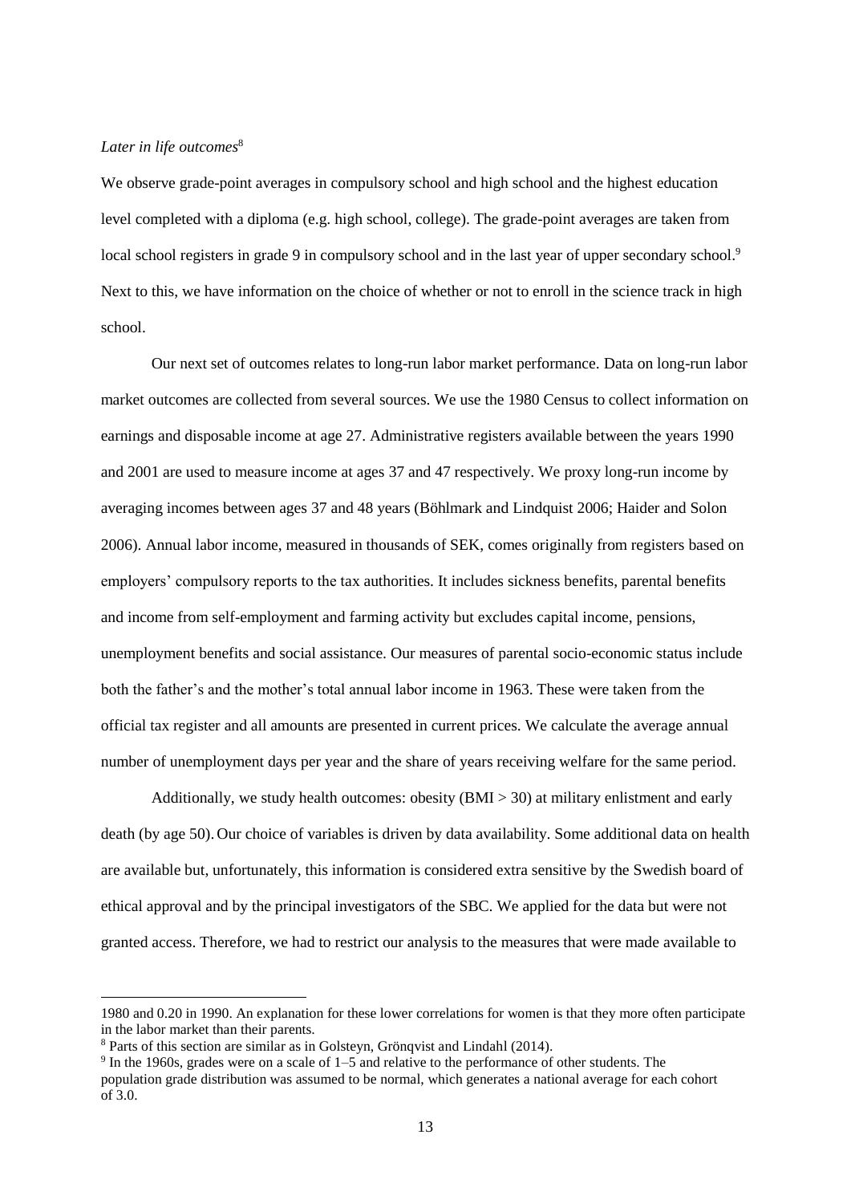*Later in life outcomes*[8]

We observe grade-point averages in compulsory school and high school and the highest education level completed with a diploma (e.g. high school, college). The grade-point averages are taken from local school registers in grade 9 in compulsory school and in the last year of upper secondary school.[9] Next to this, we have information on the choice of whether or not to enroll in the science track in high school.

Our next set of outcomes relates to long-run labor market performance. Data on long-run labor market outcomes are collected from several sources. We use the 1980 Census to collect information on earnings and disposable income at age 27. Administrative registers available between the years 1990 and 2001 are used to measure income at ages 37 and 47 respectively. We proxy long-run income by averaging incomes between ages 37 and 48 years (Böhlmark and Lindquist 2006; Haider and Solon 2006). Annual labor income, measured in thousands of SEK, comes originally from registers based on employers' compulsory reports to the tax authorities. It includes sickness benefits, parental benefits and income from self-employment and farming activity but excludes capital income, pensions, unemployment benefits and social assistance. Our measures of parental socio-economic status include both the father's and the mother's total annual labor income in 1963. These were taken from the official tax register and all amounts are presented in current prices. We calculate the average annual number of unemployment days per year and the share of years receiving welfare for the same period.

Additionally, we study health outcomes: obesity (BMI > 30) at military enlistment and early death (by age 50). Our choice of variables is driven by data availability. Some additional data on health are available but, unfortunately, this information is considered extra sensitive by the Swedish board of ethical approval and by the principal investigators of the SBC. We applied for the data but were not granted access. Therefore, we had to restrict our analysis to the measures that were made available to

---

1980 and 0.20 in 1990. An explanation for these lower correlations for women is that they more often participate in the labor market than their parents.

[8] Parts of this section are similar as in Golsteyn, Grönqvist and Lindahl (2014).

[9] In the 1960s, grades were on a scale of 1–5 and relative to the performance of other students. The population grade distribution was assumed to be normal, which generates a national average for each cohort of 3.0.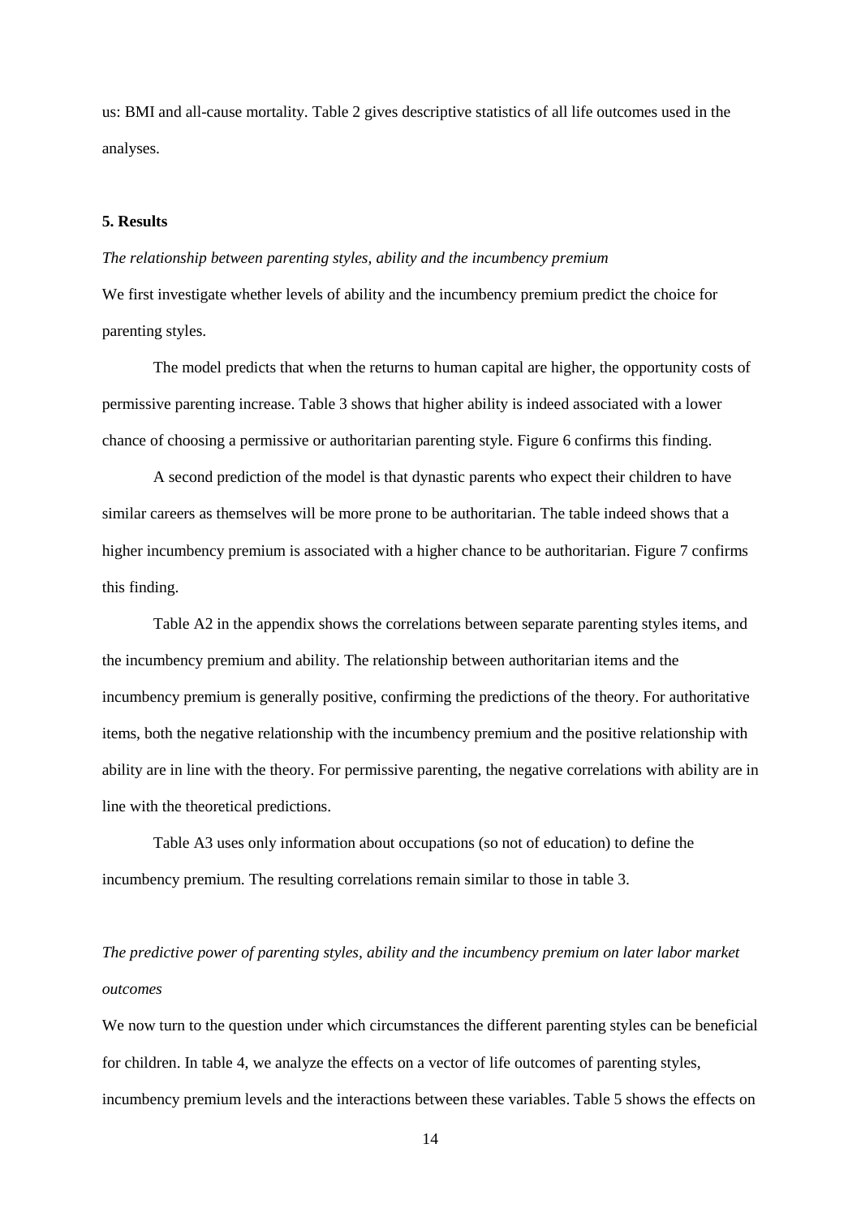us: BMI and all-cause mortality. Table 2 gives descriptive statistics of all life outcomes used in the analyses.

**5. Results**

*The relationship between parenting styles, ability and the incumbency premium*

We first investigate whether levels of ability and the incumbency premium predict the choice for parenting styles.

The model predicts that when the returns to human capital are higher, the opportunity costs of permissive parenting increase. Table 3 shows that higher ability is indeed associated with a lower chance of choosing a permissive or authoritarian parenting style. Figure 6 confirms this finding.

A second prediction of the model is that dynastic parents who expect their children to have similar careers as themselves will be more prone to be authoritarian. The table indeed shows that a higher incumbency premium is associated with a higher chance to be authoritarian. Figure 7 confirms this finding.

Table A2 in the appendix shows the correlations between separate parenting styles items, and the incumbency premium and ability. The relationship between authoritarian items and the incumbency premium is generally positive, confirming the predictions of the theory. For authoritative items, both the negative relationship with the incumbency premium and the positive relationship with ability are in line with the theory. For permissive parenting, the negative correlations with ability are in line with the theoretical predictions.

Table A3 uses only information about occupations (so not of education) to define the incumbency premium. The resulting correlations remain similar to those in table 3.

*The predictive power of parenting styles, ability and the incumbency premium on later labor market outcomes*

We now turn to the question under which circumstances the different parenting styles can be beneficial for children. In table 4, we analyze the effects on a vector of life outcomes of parenting styles, incumbency premium levels and the interactions between these variables. Table 5 shows the effects on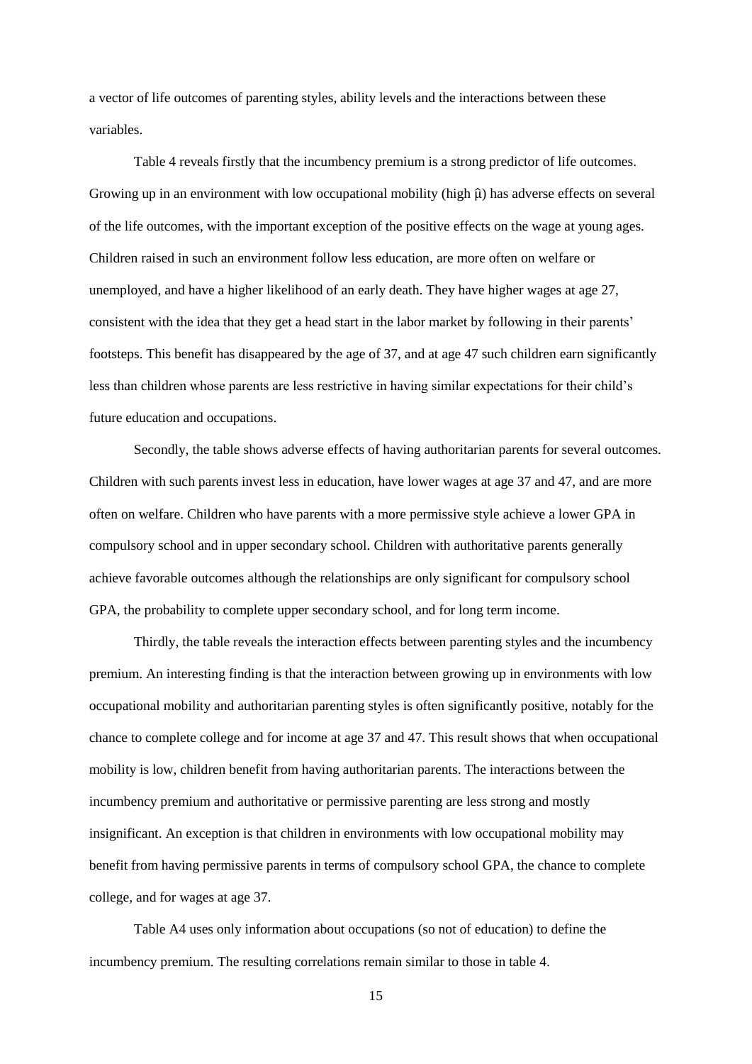a vector of life outcomes of parenting styles, ability levels and the interactions between these variables.

Table 4 reveals firstly that the incumbency premium is a strong predictor of life outcomes. Growing up in an environment with low occupational mobility (high $\hat{\mu}$) has adverse effects on several of the life outcomes, with the important exception of the positive effects on the wage at young ages. Children raised in such an environment follow less education, are more often on welfare or unemployed, and have a higher likelihood of an early death. They have higher wages at age 27, consistent with the idea that they get a head start in the labor market by following in their parents' footsteps. This benefit has disappeared by the age of 37, and at age 47 such children earn significantly less than children whose parents are less restrictive in having similar expectations for their child's future education and occupations.

Secondly, the table shows adverse effects of having authoritarian parents for several outcomes. Children with such parents invest less in education, have lower wages at age 37 and 47, and are more often on welfare. Children who have parents with a more permissive style achieve a lower GPA in compulsory school and in upper secondary school. Children with authoritative parents generally achieve favorable outcomes although the relationships are only significant for compulsory school GPA, the probability to complete upper secondary school, and for long term income.

Thirdly, the table reveals the interaction effects between parenting styles and the incumbency premium. An interesting finding is that the interaction between growing up in environments with low occupational mobility and authoritarian parenting styles is often significantly positive, notably for the chance to complete college and for income at age 37 and 47. This result shows that when occupational mobility is low, children benefit from having authoritarian parents. The interactions between the incumbency premium and authoritative or permissive parenting are less strong and mostly insignificant. An exception is that children in environments with low occupational mobility may benefit from having permissive parents in terms of compulsory school GPA, the chance to complete college, and for wages at age 37.

Table A4 uses only information about occupations (so not of education) to define the incumbency premium. The resulting correlations remain similar to those in table 4.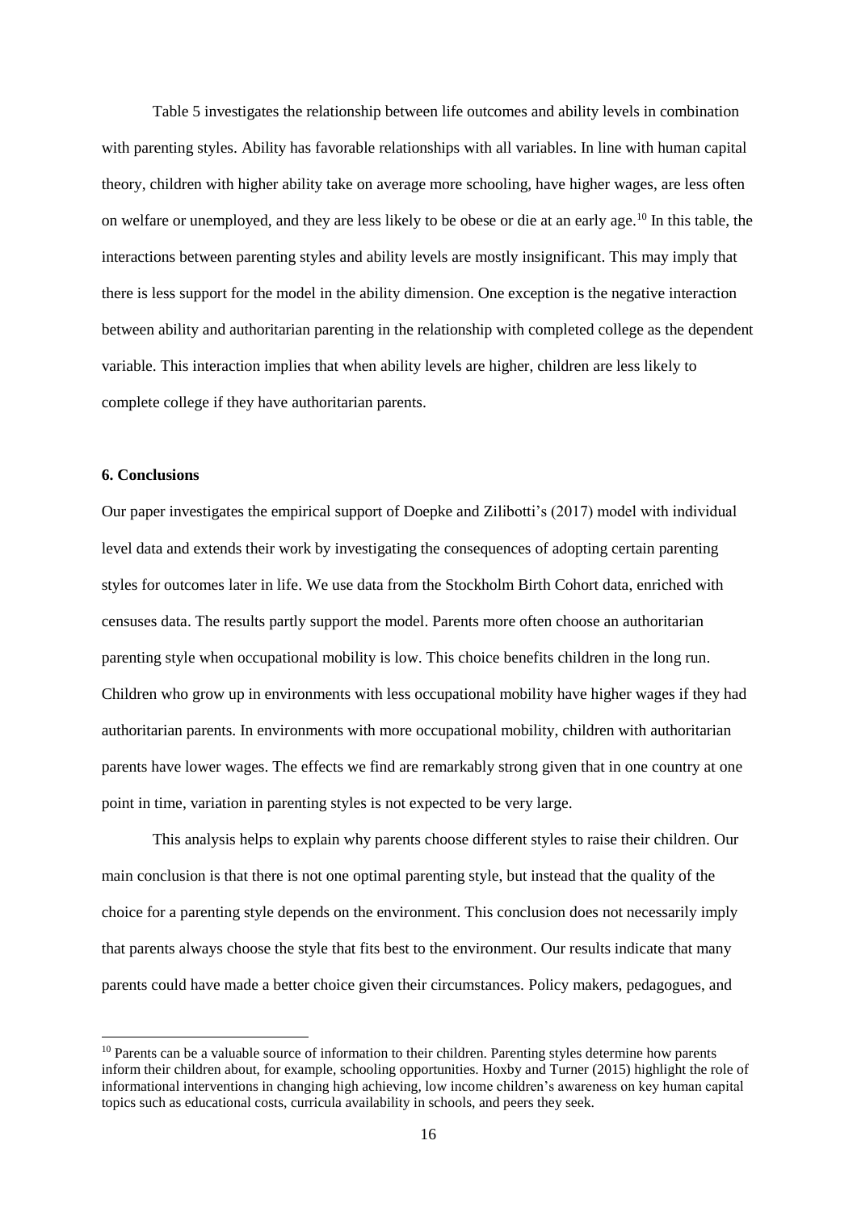Table 5 investigates the relationship between life outcomes and ability levels in combination with parenting styles. Ability has favorable relationships with all variables. In line with human capital theory, children with higher ability take on average more schooling, have higher wages, are less often on welfare or unemployed, and they are less likely to be obese or die at an early age.[10] In this table, the interactions between parenting styles and ability levels are mostly insignificant. This may imply that there is less support for the model in the ability dimension. One exception is the negative interaction between ability and authoritarian parenting in the relationship with completed college as the dependent variable. This interaction implies that when ability levels are higher, children are less likely to complete college if they have authoritarian parents.

### 6. Conclusions

Our paper investigates the empirical support of Doepke and Zilibotti's (2017) model with individual level data and extends their work by investigating the consequences of adopting certain parenting styles for outcomes later in life. We use data from the Stockholm Birth Cohort data, enriched with censuses data. The results partly support the model. Parents more often choose an authoritarian parenting style when occupational mobility is low. This choice benefits children in the long run. Children who grow up in environments with less occupational mobility have higher wages if they had authoritarian parents. In environments with more occupational mobility, children with authoritarian parents have lower wages. The effects we find are remarkably strong given that in one country at one point in time, variation in parenting styles is not expected to be very large.

This analysis helps to explain why parents choose different styles to raise their children. Our main conclusion is that there is not one optimal parenting style, but instead that the quality of the choice for a parenting style depends on the environment. This conclusion does not necessarily imply that parents always choose the style that fits best to the environment. Our results indicate that many parents could have made a better choice given their circumstances. Policy makers, pedagogues, and

[10] Parents can be a valuable source of information to their children. Parenting styles determine how parents inform their children about, for example, schooling opportunities. Hoxby and Turner (2015) highlight the role of informational interventions in changing high achieving, low income children's awareness on key human capital topics such as educational costs, curricula availability in schools, and peers they seek.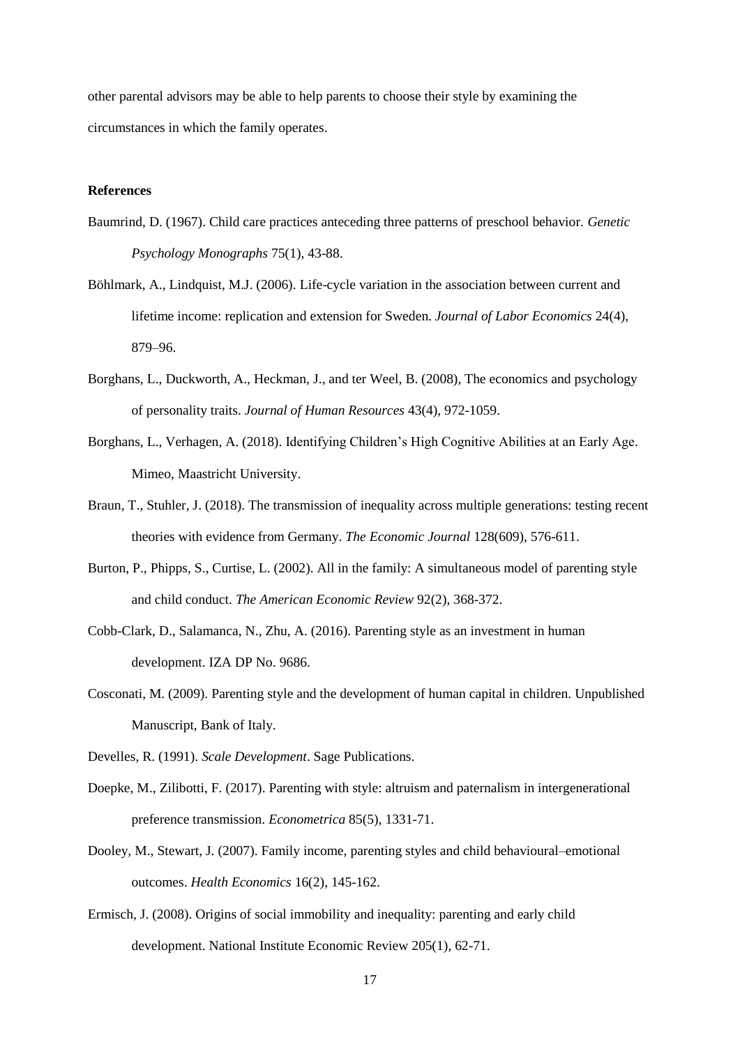other parental advisors may be able to help parents to choose their style by examining the circumstances in which the family operates.

**References**

Baumrind, D. (1967). Child care practices anteceding three patterns of preschool behavior. *Genetic Psychology Monographs* 75(1), 43-88.

Böhlmark, A., Lindquist, M.J. (2006). Life-cycle variation in the association between current and lifetime income: replication and extension for Sweden. *Journal of Labor Economics* 24(4), 879–96.

Borghans, L., Duckworth, A., Heckman, J., and ter Weel, B. (2008), The economics and psychology of personality traits. *Journal of Human Resources* 43(4), 972-1059.

Borghans, L., Verhagen, A. (2018). Identifying Children's High Cognitive Abilities at an Early Age. Mimeo, Maastricht University.

Braun, T., Stuhler, J. (2018). The transmission of inequality across multiple generations: testing recent theories with evidence from Germany. *The Economic Journal* 128(609), 576-611.

Burton, P., Phipps, S., Curtise, L. (2002). All in the family: A simultaneous model of parenting style and child conduct. *The American Economic Review* 92(2), 368-372.

Cobb-Clark, D., Salamanca, N., Zhu, A. (2016). Parenting style as an investment in human development. IZA DP No. 9686.

Cosconati, M. (2009). Parenting style and the development of human capital in children. Unpublished Manuscript, Bank of Italy.

Develles, R. (1991). *Scale Development*. Sage Publications.

Doepke, M., Zilibotti, F. (2017). Parenting with style: altruism and paternalism in intergenerational preference transmission. *Econometrica* 85(5), 1331-71.

Dooley, M., Stewart, J. (2007). Family income, parenting styles and child behavioural–emotional outcomes. *Health Economics* 16(2), 145-162.

Ermisch, J. (2008). Origins of social immobility and inequality: parenting and early child development. National Institute Economic Review 205(1), 62-71.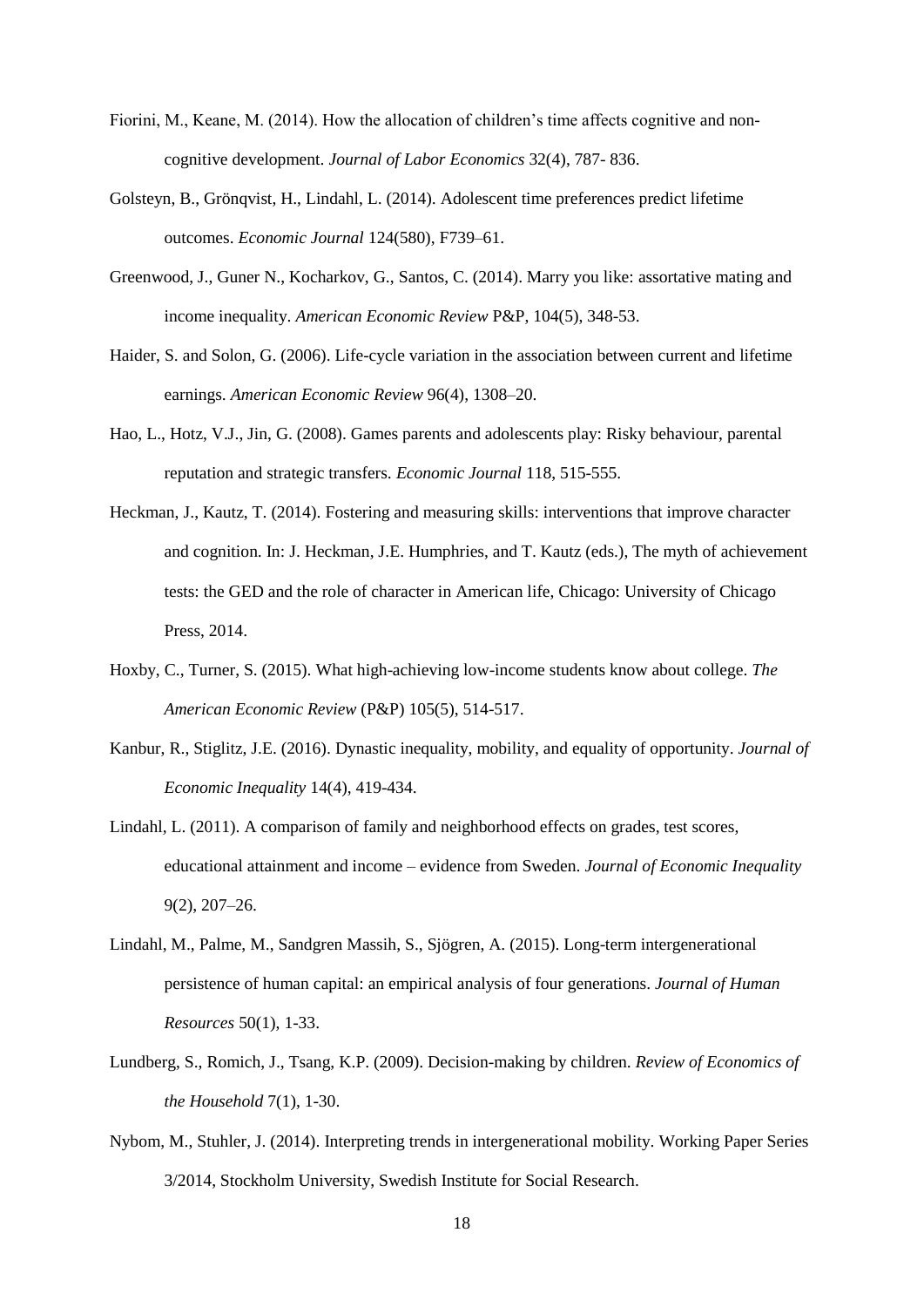Fiorini, M., Keane, M. (2014). How the allocation of children's time affects cognitive and non-cognitive development. *Journal of Labor Economics* 32(4), 787- 836.

Golsteyn, B., Grönqvist, H., Lindahl, L. (2014). Adolescent time preferences predict lifetime outcomes. *Economic Journal* 124(580), F739–61.

Greenwood, J., Guner N., Kocharkov, G., Santos, C. (2014). Marry you like: assortative mating and income inequality. *American Economic Review* P&P, 104(5), 348-53.

Haider, S. and Solon, G. (2006). Life-cycle variation in the association between current and lifetime earnings. *American Economic Review* 96(4), 1308–20.

Hao, L., Hotz, V.J., Jin, G. (2008). Games parents and adolescents play: Risky behaviour, parental reputation and strategic transfers. *Economic Journal* 118, 515-555.

Heckman, J., Kautz, T. (2014). Fostering and measuring skills: interventions that improve character and cognition. In: J. Heckman, J.E. Humphries, and T. Kautz (eds.), The myth of achievement tests: the GED and the role of character in American life, Chicago: University of Chicago Press, 2014.

Hoxby, C., Turner, S. (2015). What high-achieving low-income students know about college. *The American Economic Review* (P&P) 105(5), 514-517.

Kanbur, R., Stiglitz, J.E. (2016). Dynastic inequality, mobility, and equality of opportunity. *Journal of Economic Inequality* 14(4), 419-434.

Lindahl, L. (2011). A comparison of family and neighborhood effects on grades, test scores, educational attainment and income – evidence from Sweden. *Journal of Economic Inequality* 9(2), 207–26.

Lindahl, M., Palme, M., Sandgren Massih, S., Sjögren, A. (2015). Long-term intergenerational persistence of human capital: an empirical analysis of four generations. *Journal of Human Resources* 50(1), 1-33.

Lundberg, S., Romich, J., Tsang, K.P. (2009). Decision-making by children. *Review of Economics of the Household* 7(1), 1-30.

Nybom, M., Stuhler, J. (2014). Interpreting trends in intergenerational mobility. Working Paper Series 3/2014, Stockholm University, Swedish Institute for Social Research.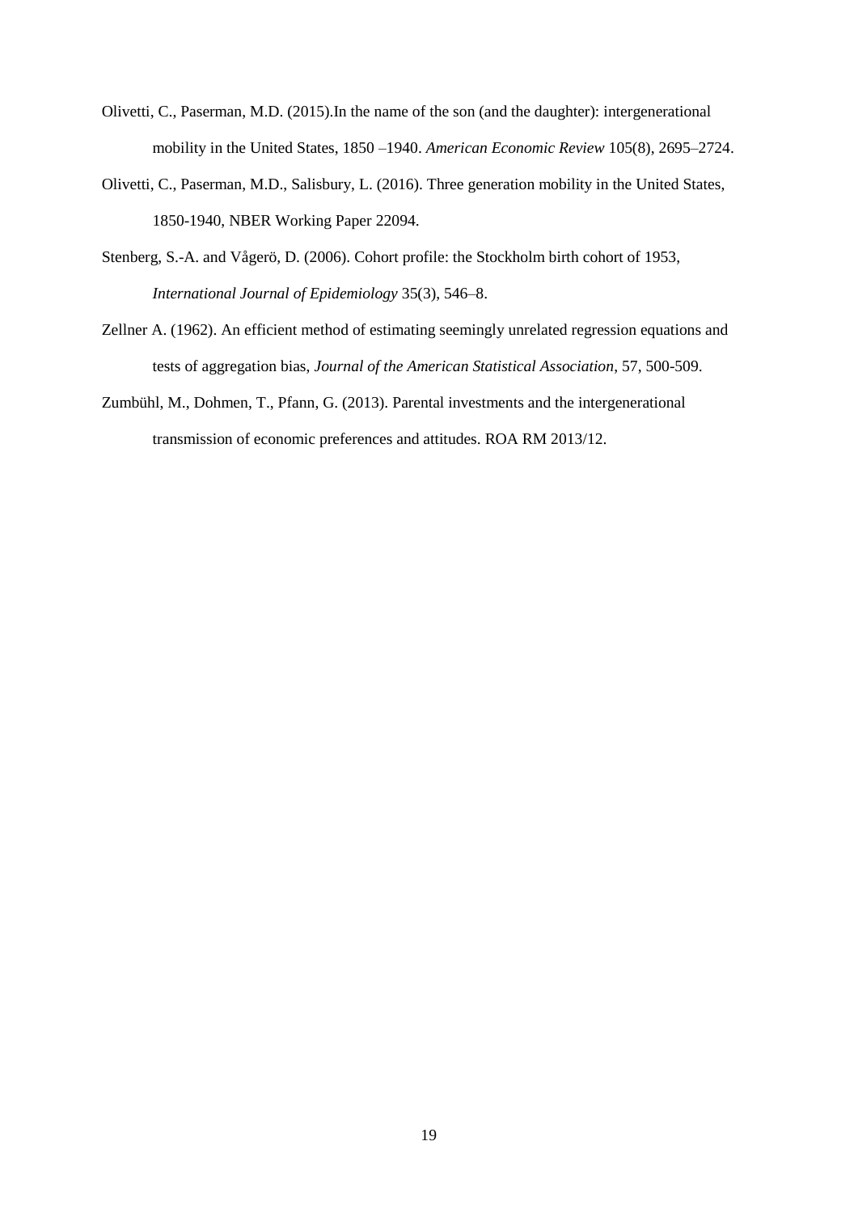Olivetti, C., Paserman, M.D. (2015).In the name of the son (and the daughter): intergenerational mobility in the United States, 1850 –1940. *American Economic Review* 105(8), 2695–2724.

Olivetti, C., Paserman, M.D., Salisbury, L. (2016). Three generation mobility in the United States, 1850-1940, NBER Working Paper 22094.

Stenberg, S.-A. and Vågerö, D. (2006). Cohort profile: the Stockholm birth cohort of 1953, *International Journal of Epidemiology* 35(3), 546–8.

Zellner A. (1962). An efficient method of estimating seemingly unrelated regression equations and tests of aggregation bias, *Journal of the American Statistical Association*, 57, 500-509.

Zumbühl, M., Dohmen, T., Pfann, G. (2013). Parental investments and the intergenerational transmission of economic preferences and attitudes. ROA RM 2013/12.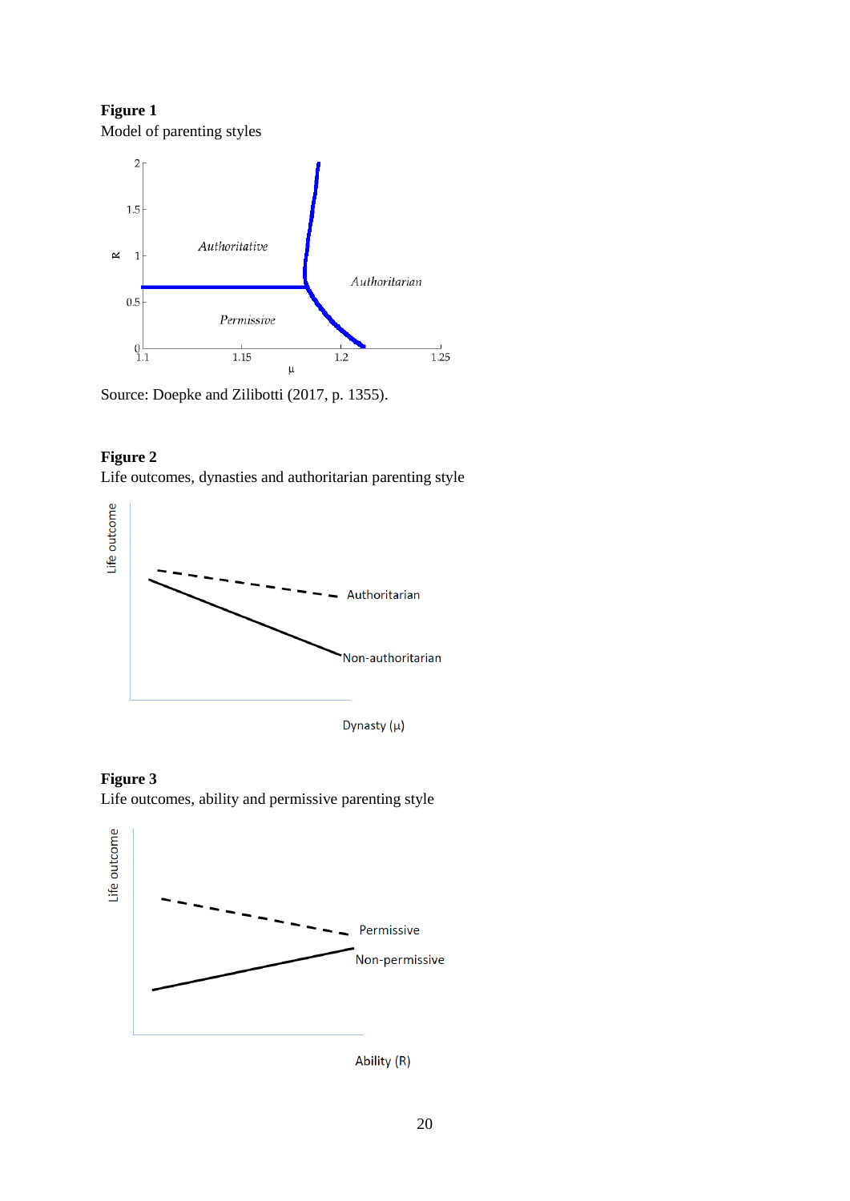**Figure 1**

Model of parenting styles

Source: Doepke and Zilibotti (2017, p. 1355).

**Figure 2**

Life outcomes, dynasties and authoritarian parenting style

**Figure 3**

Life outcomes, ability and permissive parenting style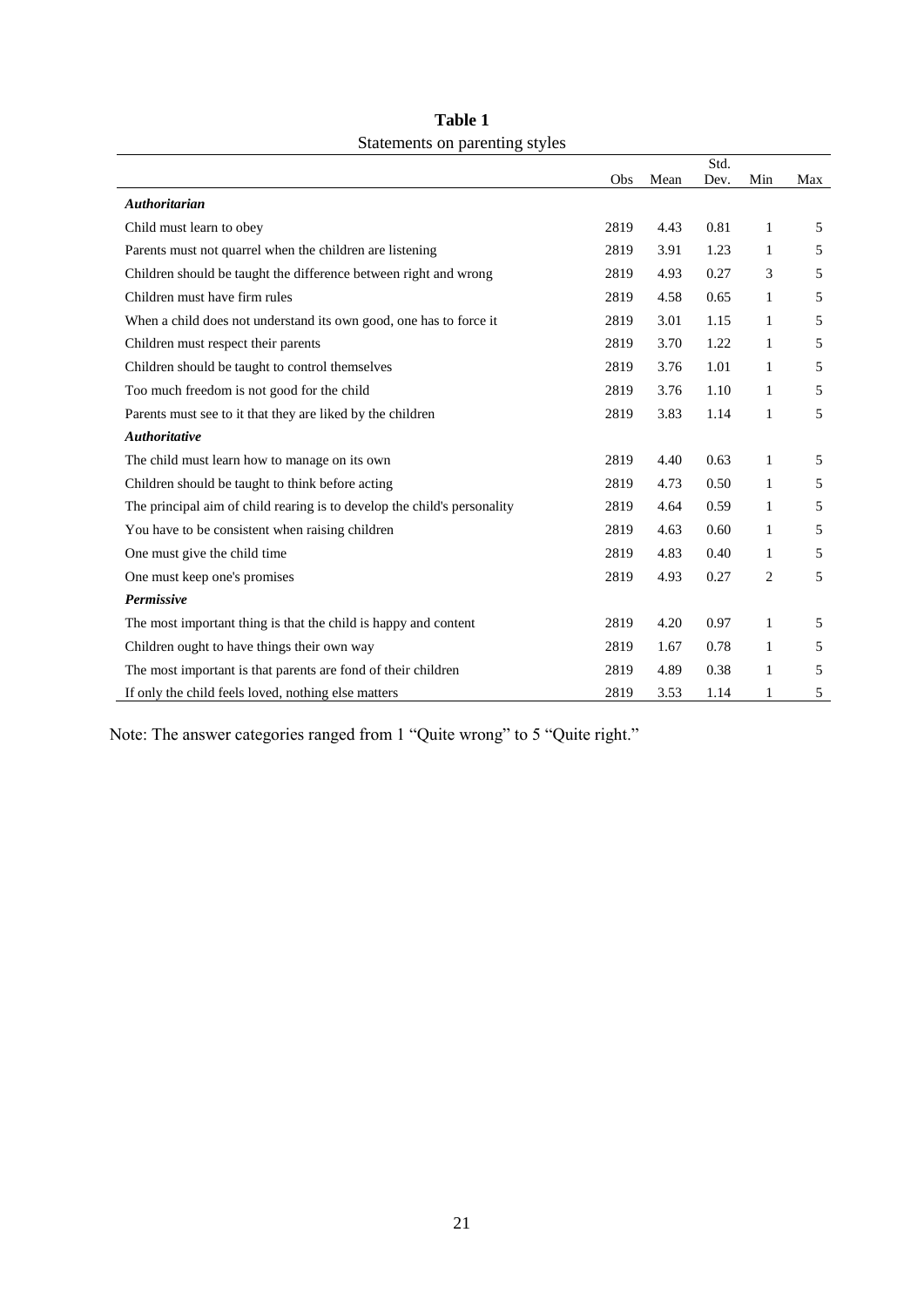**Table 1**
Statements on parenting styles

| | Obs | Mean | Std. Dev. | Min | Max |
|---|---|---|---|---|---|
| ***Authoritarian*** | | | | | |
| Child must learn to obey | 2819 | 4.43 | 0.81 | 1 | 5 |
| Parents must not quarrel when the children are listening | 2819 | 3.91 | 1.23 | 1 | 5 |
| Children should be taught the difference between right and wrong | 2819 | 4.93 | 0.27 | 3 | 5 |
| Children must have firm rules | 2819 | 4.58 | 0.65 | 1 | 5 |
| When a child does not understand its own good, one has to force it | 2819 | 3.01 | 1.15 | 1 | 5 |
| Children must respect their parents | 2819 | 3.70 | 1.22 | 1 | 5 |
| Children should be taught to control themselves | 2819 | 3.76 | 1.01 | 1 | 5 |
| Too much freedom is not good for the child | 2819 | 3.76 | 1.10 | 1 | 5 |
| Parents must see to it that they are liked by the children | 2819 | 3.83 | 1.14 | 1 | 5 |
| ***Authoritative*** | | | | | |
| The child must learn how to manage on its own | 2819 | 4.40 | 0.63 | 1 | 5 |
| Children should be taught to think before acting | 2819 | 4.73 | 0.50 | 1 | 5 |
| The principal aim of child rearing is to develop the child's personality | 2819 | 4.64 | 0.59 | 1 | 5 |
| You have to be consistent when raising children | 2819 | 4.63 | 0.60 | 1 | 5 |
| One must give the child time | 2819 | 4.83 | 0.40 | 1 | 5 |
| One must keep one's promises | 2819 | 4.93 | 0.27 | 2 | 5 |
| ***Permissive*** | | | | | |
| The most important thing is that the child is happy and content | 2819 | 4.20 | 0.97 | 1 | 5 |
| Children ought to have things their own way | 2819 | 1.67 | 0.78 | 1 | 5 |
| The most important is that parents are fond of their children | 2819 | 4.89 | 0.38 | 1 | 5 |
| If only the child feels loved, nothing else matters | 2819 | 3.53 | 1.14 | 1 | 5 |

Note: The answer categories ranged from 1 "Quite wrong" to 5 "Quite right."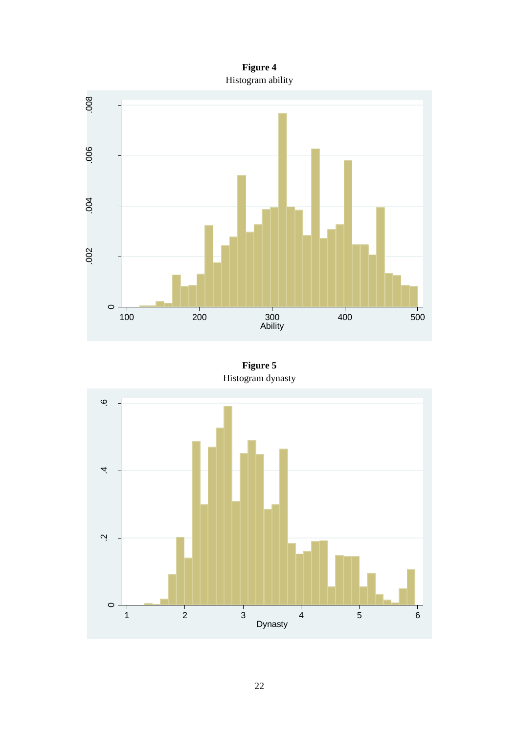**Figure 4**

Histogram ability

**Figure 5**

Histogram dynasty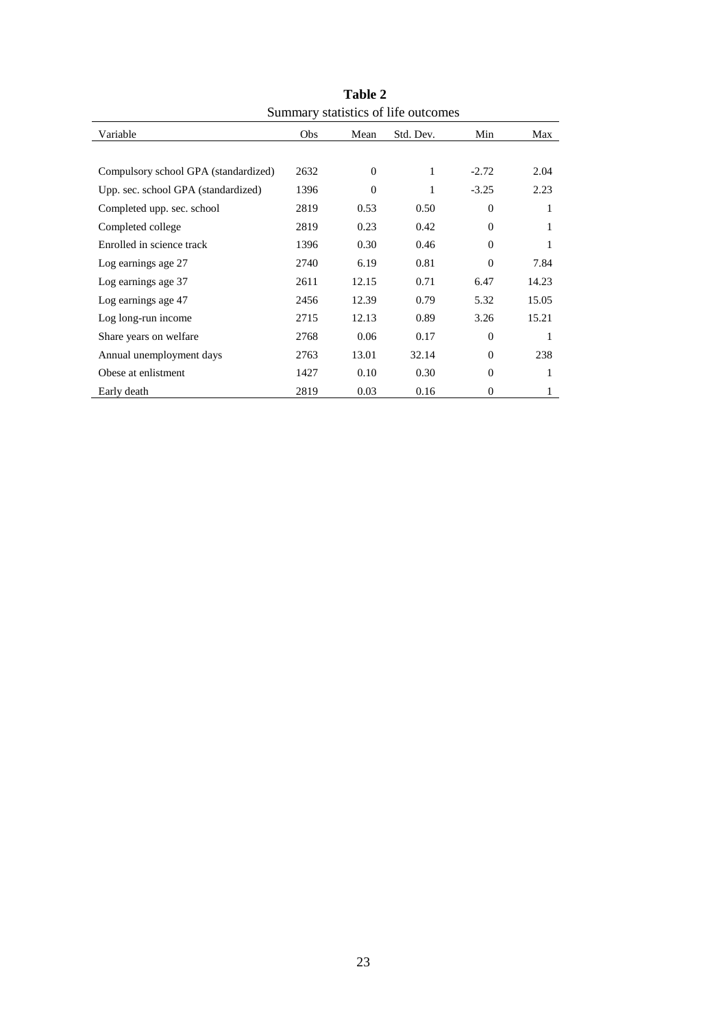**Table 2**

Summary statistics of life outcomes

| Variable | Obs | Mean | Std. Dev. | Min | Max |
|---|---|---|---|---|---|
| Compulsory school GPA (standardized) | 2632 | 0 | 1 | -2.72 | 2.04 |
| Upp. sec. school GPA (standardized) | 1396 | 0 | 1 | -3.25 | 2.23 |
| Completed upp. sec. school | 2819 | 0.53 | 0.50 | 0 | 1 |
| Completed college | 2819 | 0.23 | 0.42 | 0 | 1 |
| Enrolled in science track | 1396 | 0.30 | 0.46 | 0 | 1 |
| Log earnings age 27 | 2740 | 6.19 | 0.81 | 0 | 7.84 |
| Log earnings age 37 | 2611 | 12.15 | 0.71 | 6.47 | 14.23 |
| Log earnings age 47 | 2456 | 12.39 | 0.79 | 5.32 | 15.05 |
| Log long-run income | 2715 | 12.13 | 0.89 | 3.26 | 15.21 |
| Share years on welfare | 2768 | 0.06 | 0.17 | 0 | 1 |
| Annual unemployment days | 2763 | 13.01 | 32.14 | 0 | 238 |
| Obese at enlistment | 1427 | 0.10 | 0.30 | 0 | 1 |
| Early death | 2819 | 0.03 | 0.16 | 0 | 1 |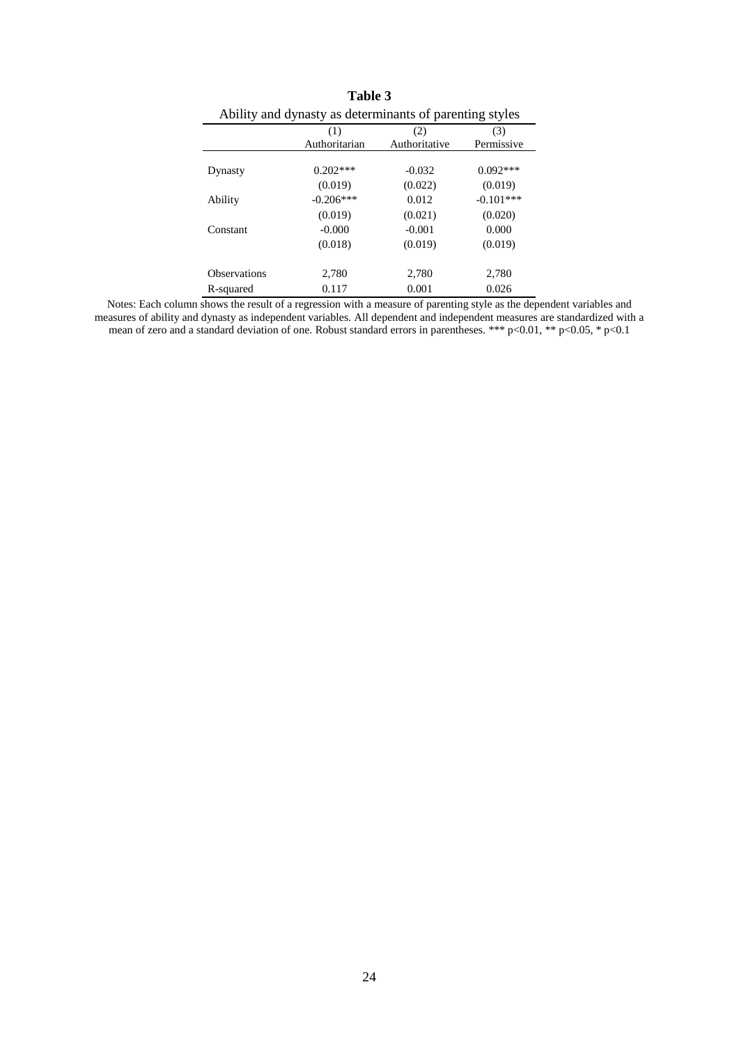**Table 3**

Ability and dynasty as determinants of parenting styles

| | (1) | (2) | (3) |
|---|---|---|---|
| | Authoritarian | Authoritative | Permissive |
| Dynasty | 0.202*** | -0.032 | 0.092*** |
| | (0.019) | (0.022) | (0.019) |
| Ability | -0.206*** | 0.012 | -0.101*** |
| | (0.019) | (0.021) | (0.020) |
| Constant | -0.000 | -0.001 | 0.000 |
| | (0.018) | (0.019) | (0.019) |
| Observations | 2,780 | 2,780 | 2,780 |
| R-squared | 0.117 | 0.001 | 0.026 |

Notes: Each column shows the result of a regression with a measure of parenting style as the dependent variables and measures of ability and dynasty as independent variables. All dependent and independent measures are standardized with a mean of zero and a standard deviation of one. Robust standard errors in parentheses. *** $p<0.01$, ** $p<0.05$, * $p<0.1$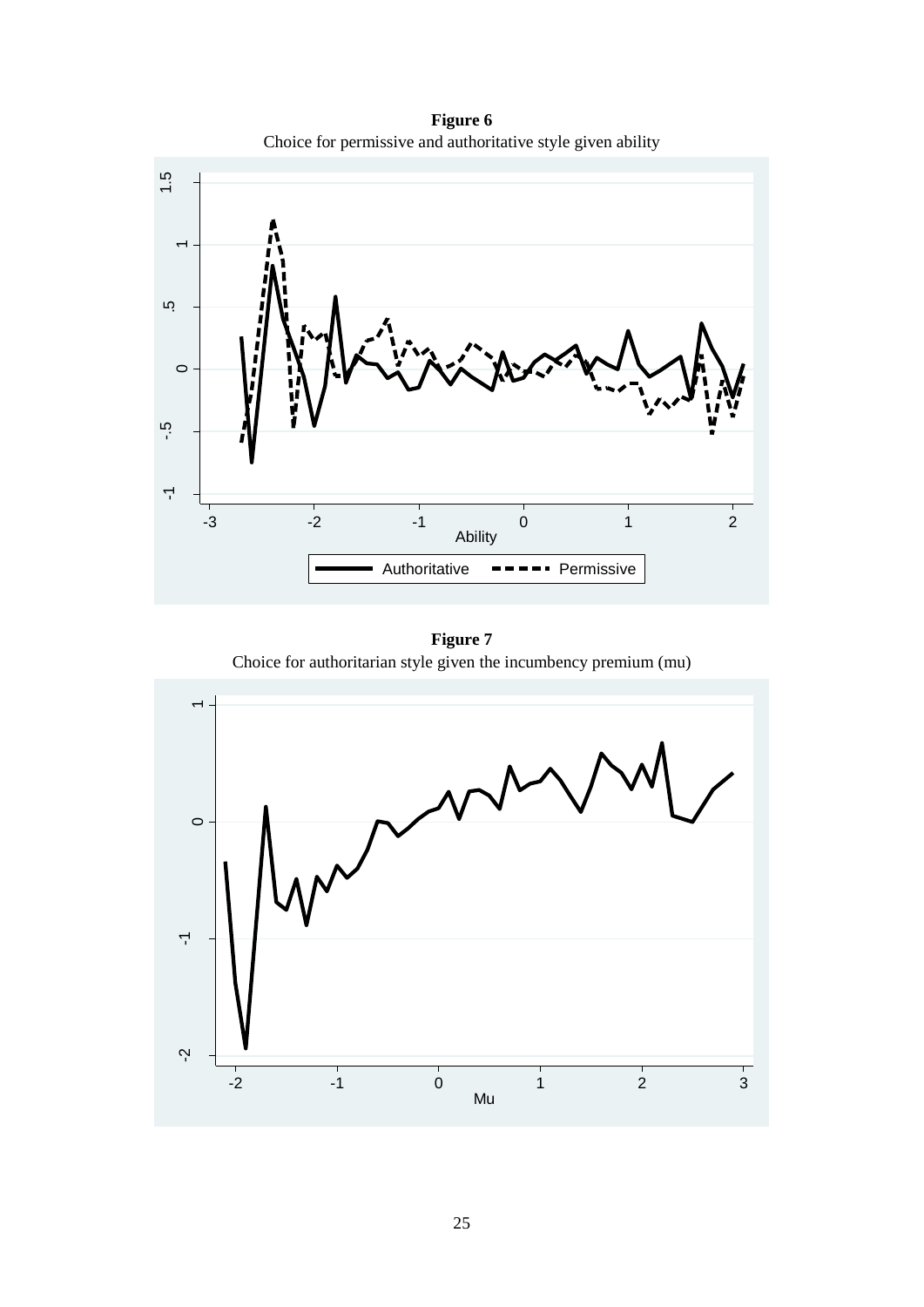**Figure 6**

Choice for permissive and authoritative style given ability

**Figure 7**

Choice for authoritarian style given the incumbency premium (mu)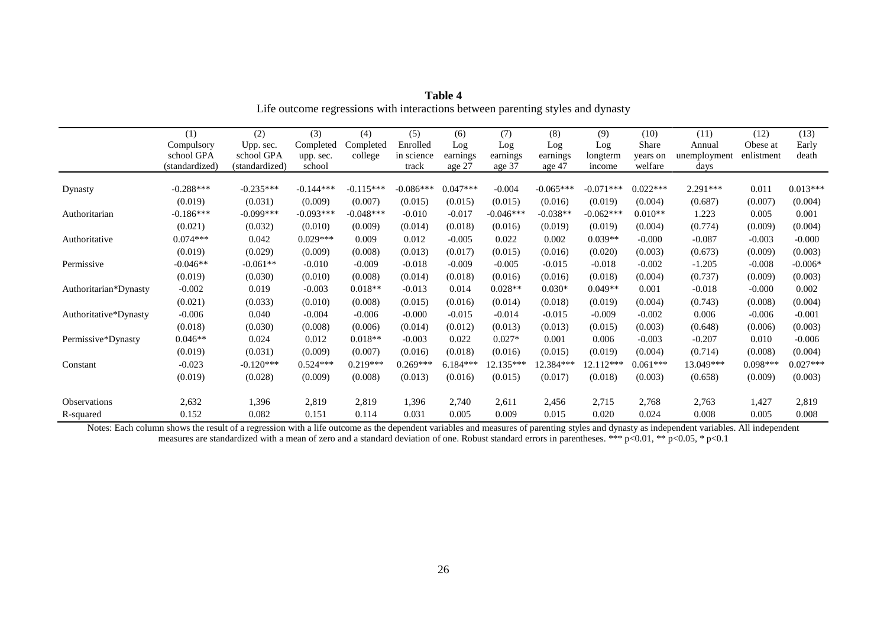**Table 4**
Life outcome regressions with interactions between parenting styles and dynasty

| | (1) Compulsory school GPA (standardized) | (2) Upp. sec. school GPA (standardized) | (3) Completed upp. sec. school | (4) Completed college | (5) Enrolled in science track | (6) Log earnings age 27 | (7) Log earnings age 37 | (8) Log earnings age 47 | (9) Log longterm income | (10) Share years on welfare | (11) Annual unemployment days | (12) Obese at enlistment | (13) Early death |
|---|---|---|---|---|---|---|---|---|---|---|---|---|---|
| Dynasty | -0.288*** | -0.235*** | -0.144*** | -0.115*** | -0.086*** | 0.047*** | -0.004 | -0.065*** | -0.071*** | 0.022*** | 2.291*** | 0.011 | 0.013*** |
| | (0.019) | (0.031) | (0.009) | (0.007) | (0.015) | (0.015) | (0.015) | (0.016) | (0.019) | (0.004) | (0.687) | (0.007) | (0.004) |
| Authoritarian | -0.186*** | -0.099*** | -0.093*** | -0.048*** | -0.010 | -0.017 | -0.046*** | -0.038** | -0.062*** | 0.010** | 1.223 | 0.005 | 0.001 |
| | (0.021) | (0.032) | (0.010) | (0.009) | (0.014) | (0.018) | (0.016) | (0.019) | (0.019) | (0.004) | (0.774) | (0.009) | (0.004) |
| Authoritative | 0.074*** | 0.042 | 0.029*** | 0.009 | 0.012 | -0.005 | 0.022 | 0.002 | 0.039** | -0.000 | -0.087 | -0.003 | -0.000 |
| | (0.019) | (0.029) | (0.009) | (0.008) | (0.013) | (0.017) | (0.015) | (0.016) | (0.020) | (0.003) | (0.673) | (0.009) | (0.003) |
| Permissive | -0.046** | -0.061** | -0.010 | -0.009 | -0.018 | -0.009 | -0.005 | -0.015 | -0.018 | -0.002 | -1.205 | -0.008 | -0.006* |
| | (0.019) | (0.030) | (0.010) | (0.008) | (0.014) | (0.018) | (0.016) | (0.016) | (0.018) | (0.004) | (0.737) | (0.009) | (0.003) |
| Authoritarian*Dynasty | -0.002 | 0.019 | -0.003 | 0.018** | -0.013 | 0.014 | 0.028** | 0.030* | 0.049** | 0.001 | -0.018 | -0.000 | 0.002 |
| | (0.021) | (0.033) | (0.010) | (0.008) | (0.015) | (0.016) | (0.014) | (0.018) | (0.019) | (0.004) | (0.743) | (0.008) | (0.004) |
| Authoritative*Dynasty | -0.006 | 0.040 | -0.004 | -0.006 | -0.000 | -0.015 | -0.014 | -0.015 | -0.009 | -0.002 | 0.006 | -0.006 | -0.001 |
| | (0.018) | (0.030) | (0.008) | (0.006) | (0.014) | (0.012) | (0.013) | (0.013) | (0.015) | (0.003) | (0.648) | (0.006) | (0.003) |
| Permissive*Dynasty | 0.046** | 0.024 | 0.012 | 0.018** | -0.003 | 0.022 | 0.027* | 0.001 | 0.006 | -0.003 | -0.207 | 0.010 | -0.006 |
| | (0.019) | (0.031) | (0.009) | (0.007) | (0.016) | (0.018) | (0.016) | (0.015) | (0.019) | (0.004) | (0.714) | (0.008) | (0.004) |
| Constant | -0.023 | -0.120*** | 0.524*** | 0.219*** | 0.269*** | 6.184*** | 12.135*** | 12.384*** | 12.112*** | 0.061*** | 13.049*** | 0.098*** | 0.027*** |
| | (0.019) | (0.028) | (0.009) | (0.008) | (0.013) | (0.016) | (0.015) | (0.017) | (0.018) | (0.003) | (0.658) | (0.009) | (0.003) |
| Observations | 2,632 | 1,396 | 2,819 | 2,819 | 1,396 | 2,740 | 2,611 | 2,456 | 2,715 | 2,768 | 2,763 | 1,427 | 2,819 |
| R-squared | 0.152 | 0.082 | 0.151 | 0.114 | 0.031 | 0.005 | 0.009 | 0.015 | 0.020 | 0.024 | 0.008 | 0.005 | 0.008 |

Notes: Each column shows the result of a regression with a life outcome as the dependent variables and measures of parenting styles and dynasty as independent variables. All independent measures are standardized with a mean of zero and a standard deviation of one. Robust standard errors in parentheses. *** $p<0.01$, ** $p<0.05$, * $p<0.1$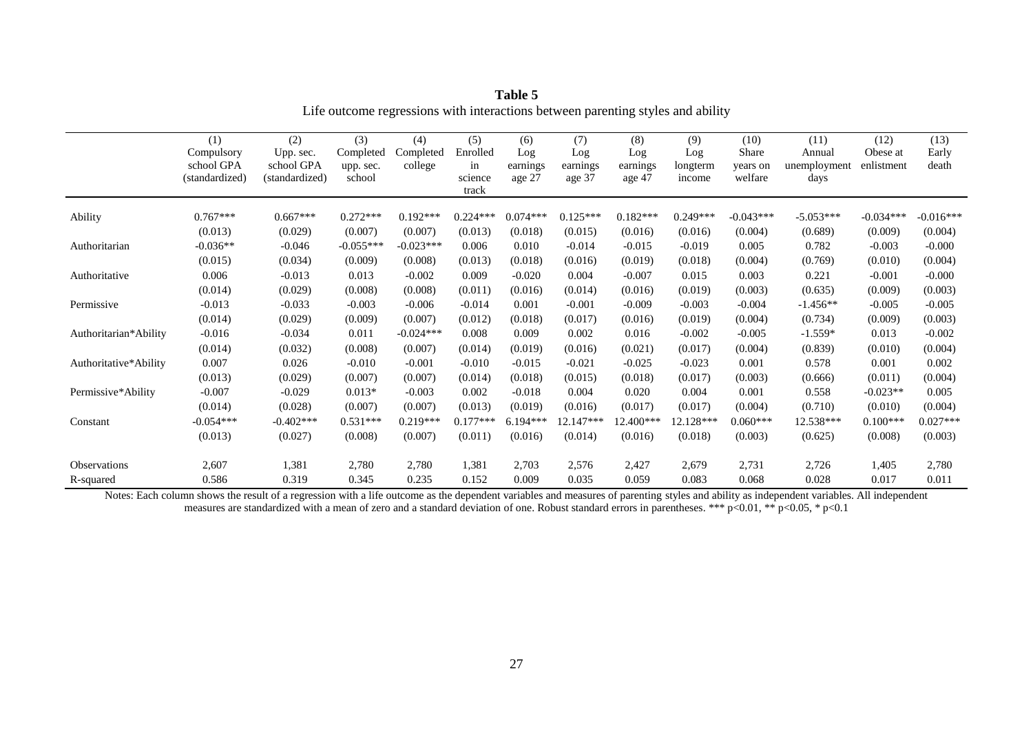**Table 5**
Life outcome regressions with interactions between parenting styles and ability

| | (1) Compulsory school GPA (standardized) | (2) Upp. sec. school GPA (standardized) | (3) Completed upp. sec. school | (4) Completed college | (5) Enrolled in science track | (6) Log earnings age 27 | (7) Log earnings age 37 | (8) Log earnings age 47 | (9) Log longterm income | (10) Share years on welfare | (11) Annual unemployment days | (12) Obese at enlistment | (13) Early death |
|---|---|---|---|---|---|---|---|---|---|---|---|---|---|
| Ability | 0.767*** | 0.667*** | 0.272*** | 0.192*** | 0.224*** | 0.074*** | 0.125*** | 0.182*** | 0.249*** | -0.043*** | -5.053*** | -0.034*** | -0.016*** |
| | (0.013) | (0.029) | (0.007) | (0.007) | (0.013) | (0.018) | (0.015) | (0.016) | (0.016) | (0.004) | (0.689) | (0.009) | (0.004) |
| Authoritarian | -0.036** | -0.046 | -0.055*** | -0.023*** | 0.006 | 0.010 | -0.014 | -0.015 | -0.019 | 0.005 | 0.782 | -0.003 | -0.000 |
| | (0.015) | (0.034) | (0.009) | (0.008) | (0.013) | (0.018) | (0.016) | (0.019) | (0.018) | (0.004) | (0.769) | (0.010) | (0.004) |
| Authoritative | 0.006 | -0.013 | 0.013 | -0.002 | 0.009 | -0.020 | 0.004 | -0.007 | 0.015 | 0.003 | 0.221 | -0.001 | -0.000 |
| | (0.014) | (0.029) | (0.008) | (0.008) | (0.011) | (0.016) | (0.014) | (0.016) | (0.019) | (0.003) | (0.635) | (0.009) | (0.003) |
| Permissive | -0.013 | -0.033 | -0.003 | -0.006 | -0.014 | 0.001 | -0.001 | -0.009 | -0.003 | -0.004 | -1.456** | -0.005 | -0.005 |
| | (0.014) | (0.029) | (0.009) | (0.007) | (0.012) | (0.018) | (0.017) | (0.016) | (0.019) | (0.004) | (0.734) | (0.009) | (0.003) |
| Authoritarian*Ability | -0.016 | -0.034 | 0.011 | -0.024*** | 0.008 | 0.009 | 0.002 | 0.016 | -0.002 | -0.005 | -1.559* | 0.013 | -0.002 |
| | (0.014) | (0.032) | (0.008) | (0.007) | (0.014) | (0.019) | (0.016) | (0.021) | (0.017) | (0.004) | (0.839) | (0.010) | (0.004) |
| Authoritative*Ability | 0.007 | 0.026 | -0.010 | -0.001 | -0.010 | -0.015 | -0.021 | -0.025 | -0.023 | 0.001 | 0.578 | 0.001 | 0.002 |
| | (0.013) | (0.029) | (0.007) | (0.007) | (0.014) | (0.018) | (0.015) | (0.018) | (0.017) | (0.003) | (0.666) | (0.011) | (0.004) |
| Permissive*Ability | -0.007 | -0.029 | 0.013* | -0.003 | 0.002 | -0.018 | 0.004 | 0.020 | 0.004 | 0.001 | 0.558 | -0.023** | 0.005 |
| | (0.014) | (0.028) | (0.007) | (0.007) | (0.013) | (0.019) | (0.016) | (0.017) | (0.017) | (0.004) | (0.710) | (0.010) | (0.004) |
| Constant | -0.054*** | -0.402*** | 0.531*** | 0.219*** | 0.177*** | 6.194*** | 12.147*** | 12.400*** | 12.128*** | 0.060*** | 12.538*** | 0.100*** | 0.027*** |
| | (0.013) | (0.027) | (0.008) | (0.007) | (0.011) | (0.016) | (0.014) | (0.016) | (0.018) | (0.003) | (0.625) | (0.008) | (0.003) |
| Observations | 2,607 | 1,381 | 2,780 | 2,780 | 1,381 | 2,703 | 2,576 | 2,427 | 2,679 | 2,731 | 2,726 | 1,405 | 2,780 |
| R-squared | 0.586 | 0.319 | 0.345 | 0.235 | 0.152 | 0.009 | 0.035 | 0.059 | 0.083 | 0.068 | 0.028 | 0.017 | 0.011 |

Notes: Each column shows the result of a regression with a life outcome as the dependent variables and measures of parenting styles and ability as independent variables. All independent measures are standardized with a mean of zero and a standard deviation of one. Robust standard errors in parentheses. *** p<0.01, ** p<0.05, * p<0.1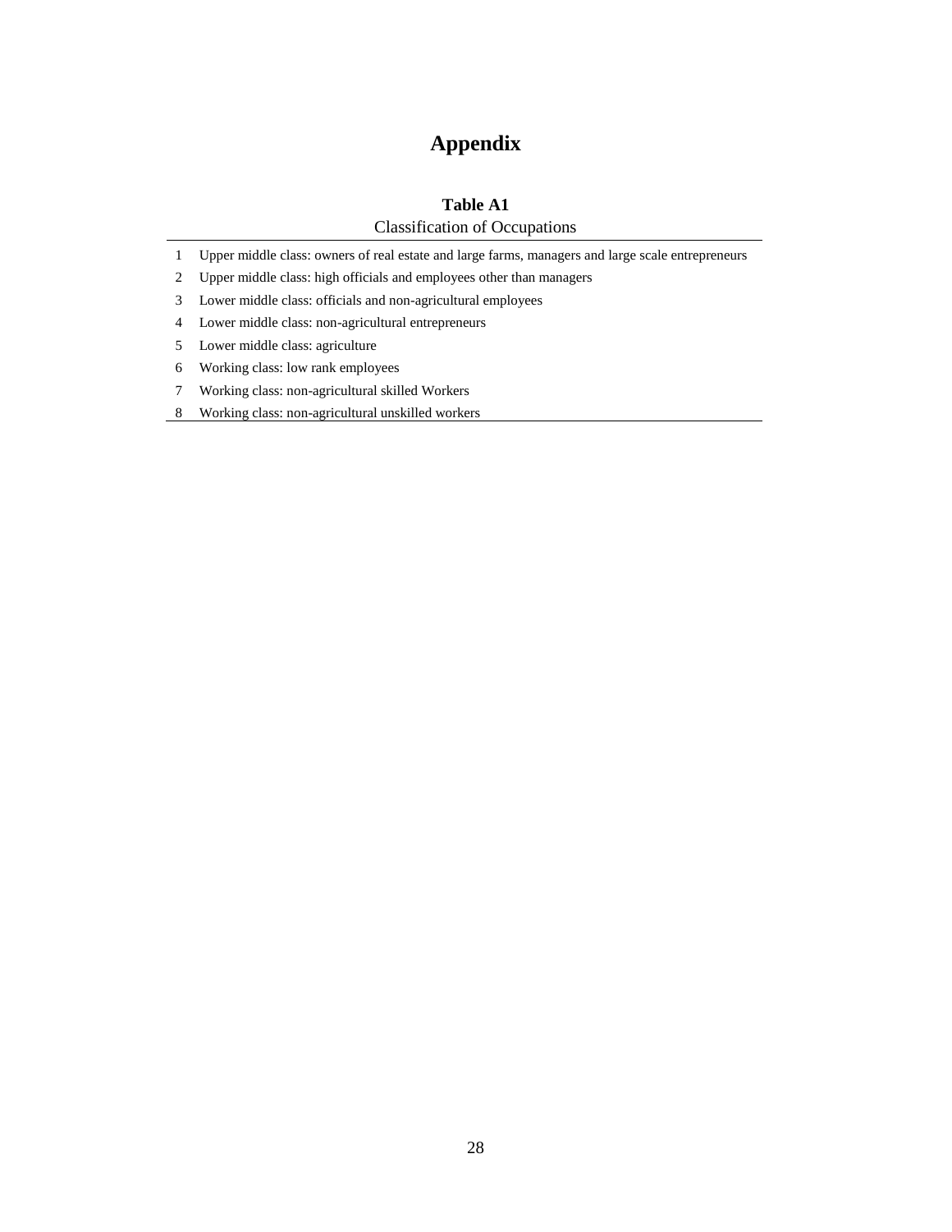# Appendix

**Table A1**

Classification of Occupations

| | |
|---|---|
| 1 | Upper middle class: owners of real estate and large farms, managers and large scale entrepreneurs |
| 2 | Upper middle class: high officials and employees other than managers |
| 3 | Lower middle class: officials and non-agricultural employees |
| 4 | Lower middle class: non-agricultural entrepreneurs |
| 5 | Lower middle class: agriculture |
| 6 | Working class: low rank employees |
| 7 | Working class: non-agricultural skilled Workers |
| 8 | Working class: non-agricultural unskilled workers |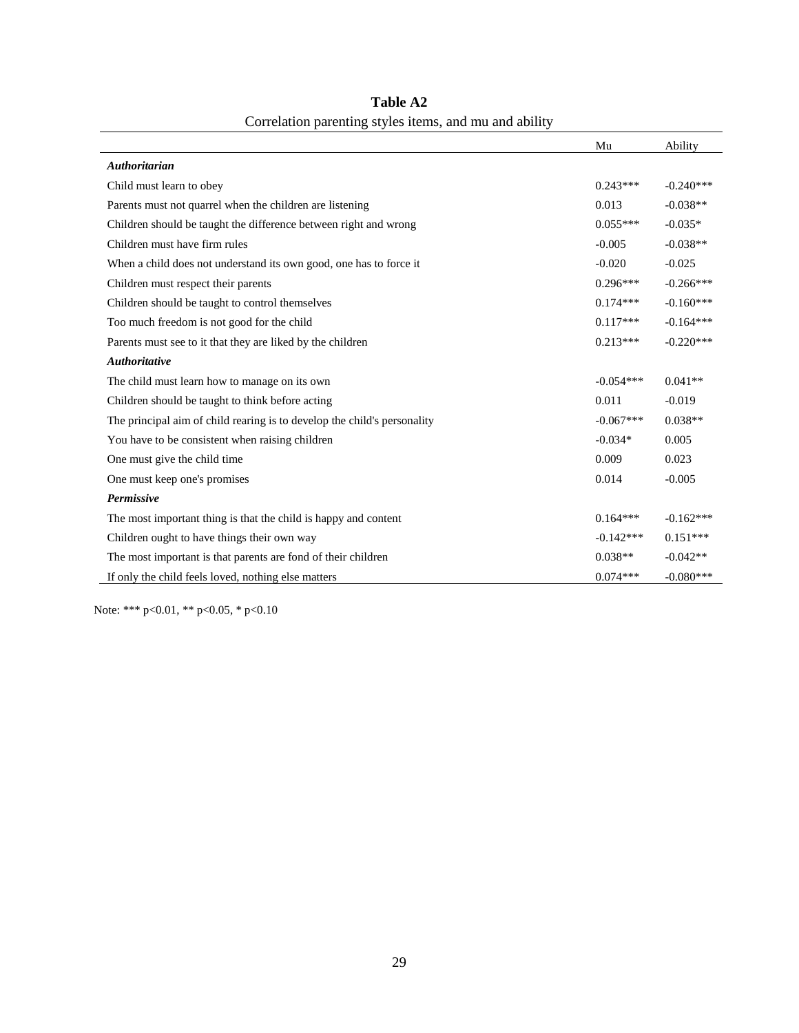**Table A2**

Correlation parenting styles items, and mu and ability

| | Mu | Ability |
|---|---|---|
| ***Authoritarian*** | | |
| Child must learn to obey | 0.243*** | -0.240*** |
| Parents must not quarrel when the children are listening | 0.013 | -0.038** |
| Children should be taught the difference between right and wrong | 0.055*** | -0.035* |
| Children must have firm rules | -0.005 | -0.038** |
| When a child does not understand its own good, one has to force it | -0.020 | -0.025 |
| Children must respect their parents | 0.296*** | -0.266*** |
| Children should be taught to control themselves | 0.174*** | -0.160*** |
| Too much freedom is not good for the child | 0.117*** | -0.164*** |
| Parents must see to it that they are liked by the children | 0.213*** | -0.220*** |
| ***Authoritative*** | | |
| The child must learn how to manage on its own | -0.054*** | 0.041** |
| Children should be taught to think before acting | 0.011 | -0.019 |
| The principal aim of child rearing is to develop the child's personality | -0.067*** | 0.038** |
| You have to be consistent when raising children | -0.034* | 0.005 |
| One must give the child time | 0.009 | 0.023 |
| One must keep one's promises | 0.014 | -0.005 |
| ***Permissive*** | | |
| The most important thing is that the child is happy and content | 0.164*** | -0.162*** |
| Children ought to have things their own way | -0.142*** | 0.151*** |
| The most important is that parents are fond of their children | 0.038** | -0.042** |
| If only the child feels loved, nothing else matters | 0.074*** | -0.080*** |

Note: *** p<0.01, ** p<0.05, * p<0.10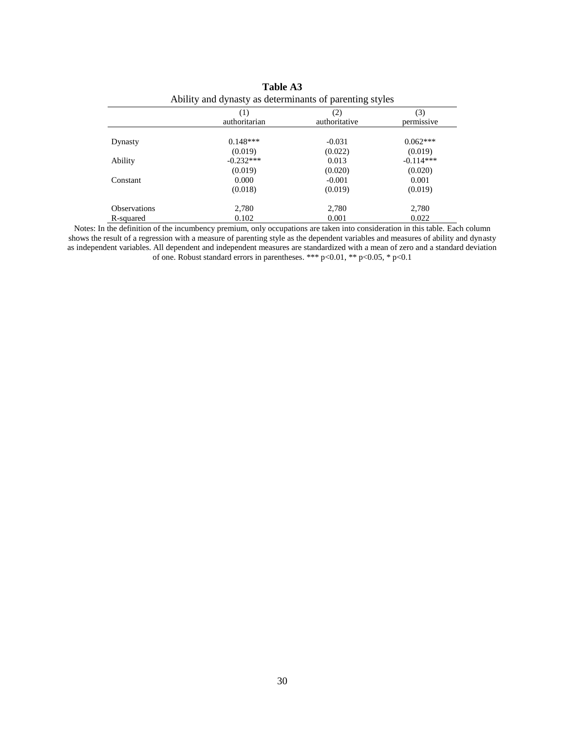**Table A3**

Ability and dynasty as determinants of parenting styles

| | (1) authoritarian | (2) authoritative | (3) permissive |
|---|---|---|---|
| Dynasty | 0.148*** | -0.031 | 0.062*** |
| | (0.019) | (0.022) | (0.019) |
| Ability | -0.232*** | 0.013 | -0.114*** |
| | (0.019) | (0.020) | (0.020) |
| Constant | 0.000 | -0.001 | 0.001 |
| | (0.018) | (0.019) | (0.019) |
| Observations | 2,780 | 2,780 | 2,780 |
| R-squared | 0.102 | 0.001 | 0.022 |

Notes: In the definition of the incumbency premium, only occupations are taken into consideration in this table. Each column shows the result of a regression with a measure of parenting style as the dependent variables and measures of ability and dynasty as independent variables. All dependent and independent measures are standardized with a mean of zero and a standard deviation of one. Robust standard errors in parentheses. *** $p<0.01$, ** $p<0.05$, * $p<0.1$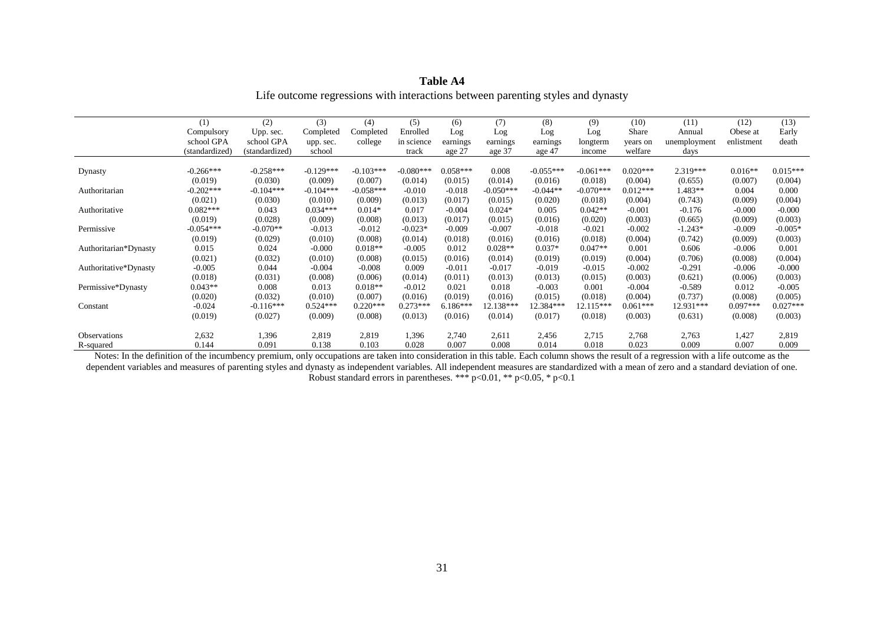**Table A4**

Life outcome regressions with interactions between parenting styles and dynasty

| | (1) Compulsory school GPA (standardized) | (2) Upp. sec. school GPA (standardized) | (3) Completed upp. sec. school | (4) Completed college | (5) Enrolled in science track | (6) Log earnings age 27 | (7) Log earnings age 37 | (8) Log earnings age 47 | (9) Log longterm income | (10) Share years on welfare | (11) Annual unemployment days | (12) Obese at enlistment | (13) Early death |
|---|---|---|---|---|---|---|---|---|---|---|---|---|---|
| Dynasty | -0.266*** | -0.258*** | -0.129*** | -0.103*** | -0.080*** | 0.058*** | 0.008 | -0.055*** | -0.061*** | 0.020*** | 2.319*** | 0.016** | 0.015*** |
| | (0.019) | (0.030) | (0.009) | (0.007) | (0.014) | (0.015) | (0.014) | (0.016) | (0.018) | (0.004) | (0.655) | (0.007) | (0.004) |
| Authoritarian | -0.202*** | -0.104*** | -0.104*** | -0.058*** | -0.010 | -0.018 | -0.050*** | -0.044** | -0.070*** | 0.012*** | 1.483** | 0.004 | 0.000 |
| | (0.021) | (0.030) | (0.010) | (0.009) | (0.013) | (0.017) | (0.015) | (0.020) | (0.018) | (0.004) | (0.743) | (0.009) | (0.004) |
| Authoritative | 0.082*** | 0.043 | 0.034*** | 0.014* | 0.017 | -0.004 | 0.024* | 0.005 | 0.042** | -0.001 | -0.176 | -0.000 | -0.000 |
| | (0.019) | (0.028) | (0.009) | (0.008) | (0.013) | (0.017) | (0.015) | (0.016) | (0.020) | (0.003) | (0.665) | (0.009) | (0.003) |
| Permissive | -0.054*** | -0.070** | -0.013 | -0.012 | -0.023* | -0.009 | -0.007 | -0.018 | -0.021 | -0.002 | -1.243* | -0.009 | -0.005* |
| | (0.019) | (0.029) | (0.010) | (0.008) | (0.014) | (0.018) | (0.016) | (0.016) | (0.018) | (0.004) | (0.742) | (0.009) | (0.003) |
| Authoritarian*Dynasty | 0.015 | 0.024 | -0.000 | 0.018** | -0.005 | 0.012 | 0.028** | 0.037* | 0.047** | 0.001 | 0.606 | -0.006 | 0.001 |
| | (0.021) | (0.032) | (0.010) | (0.008) | (0.015) | (0.016) | (0.014) | (0.019) | (0.019) | (0.004) | (0.706) | (0.008) | (0.004) |
| Authoritative*Dynasty | -0.005 | 0.044 | -0.004 | -0.008 | 0.009 | -0.011 | -0.017 | -0.019 | -0.015 | -0.002 | -0.291 | -0.006 | -0.000 |
| | (0.018) | (0.031) | (0.008) | (0.006) | (0.014) | (0.011) | (0.013) | (0.013) | (0.015) | (0.003) | (0.621) | (0.006) | (0.003) |
| Permissive*Dynasty | 0.043** | 0.008 | 0.013 | 0.018** | -0.012 | 0.021 | 0.018 | -0.003 | 0.001 | -0.004 | -0.589 | 0.012 | -0.005 |
| | (0.020) | (0.032) | (0.010) | (0.007) | (0.016) | (0.019) | (0.016) | (0.015) | (0.018) | (0.004) | (0.737) | (0.008) | (0.005) |
| Constant | -0.024 | -0.116*** | 0.524*** | 0.220*** | 0.273*** | 6.186*** | 12.138*** | 12.384*** | 12.115*** | 0.061*** | 12.931*** | 0.097*** | 0.027*** |
| | (0.019) | (0.027) | (0.009) | (0.008) | (0.013) | (0.016) | (0.014) | (0.017) | (0.018) | (0.003) | (0.631) | (0.008) | (0.003) |
| Observations | 2,632 | 1,396 | 2,819 | 2,819 | 1,396 | 2,740 | 2,611 | 2,456 | 2,715 | 2,768 | 2,763 | 1,427 | 2,819 |
| R-squared | 0.144 | 0.091 | 0.138 | 0.103 | 0.028 | 0.007 | 0.008 | 0.014 | 0.018 | 0.023 | 0.009 | 0.007 | 0.009 |

Notes: In the definition of the incumbency premium, only occupations are taken into consideration in this table. Each column shows the result of a regression with a life outcome as the dependent variables and measures of parenting styles and dynasty as independent variables. All independent measures are standardized with a mean of zero and a standard deviation of one. Robust standard errors in parentheses. *** $p<0.01$, ** $p<0.05$, * $p<0.1$